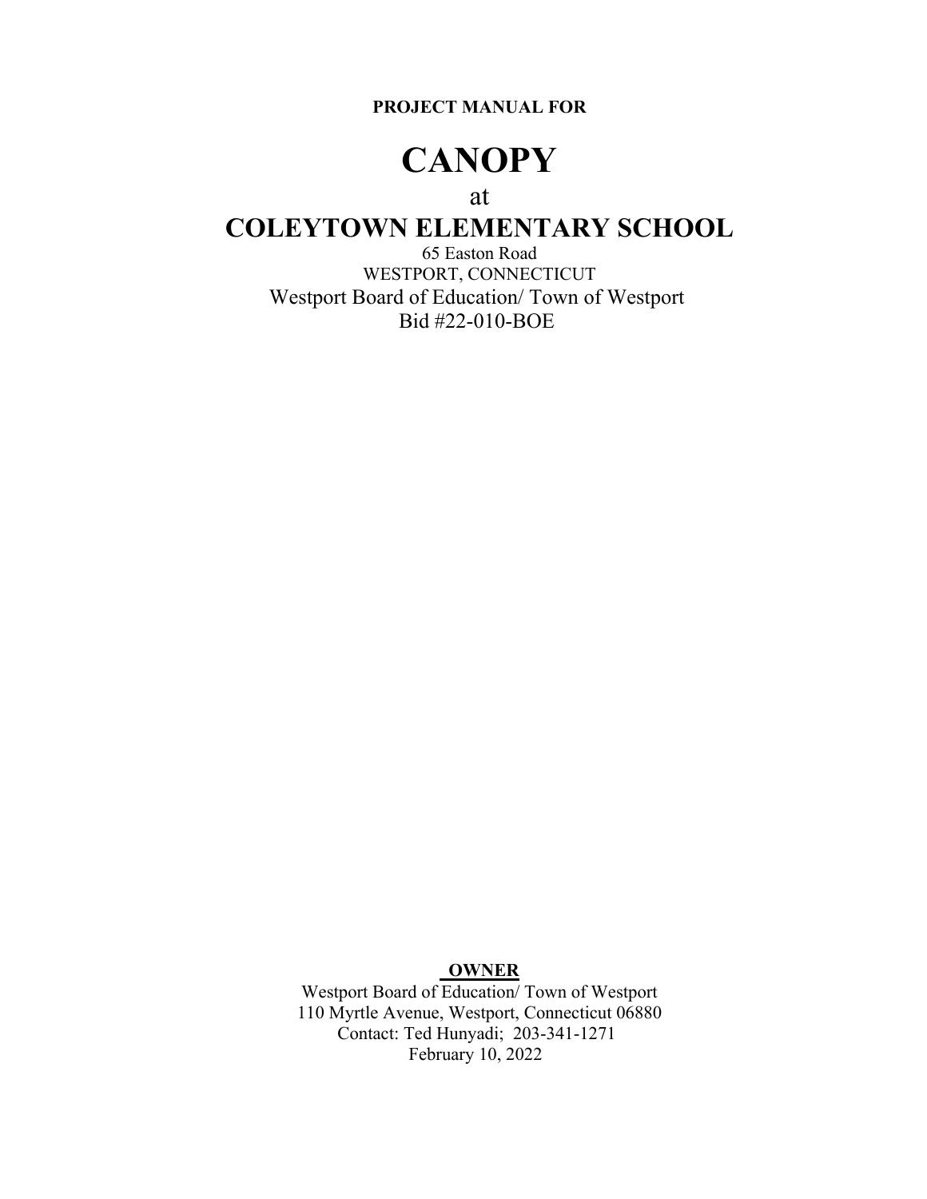**PROJECT MANUAL FOR**

# CANOPY

at

# COLEYTOWN ELEMENTARY SCHOOL

65 Easton Road
WESTPORT, CONNECTICUT
Westport Board of Education/ Town of Westport
Bid #22-010-BOE

**OWNER**

Westport Board of Education/ Town of Westport
110 Myrtle Avenue, Westport, Connecticut 06880
Contact: Ted Hunyadi; 203-341-1271
February 10, 2022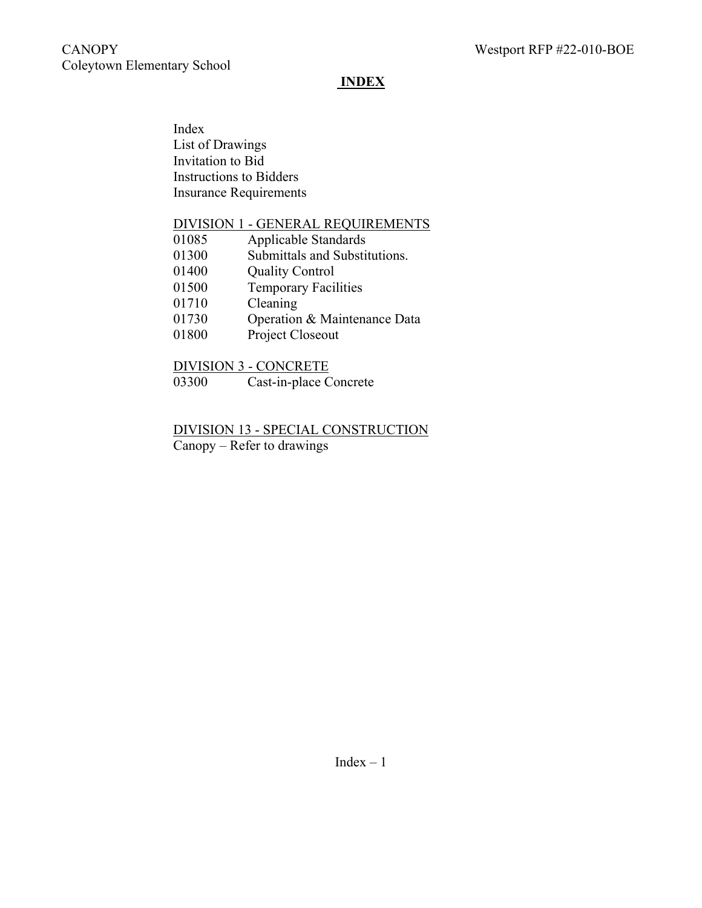# INDEX

Index
List of Drawings
Invitation to Bid
Instructions to Bidders
Insurance Requirements

## DIVISION 1 - GENERAL REQUIREMENTS

| | |
|---|---|
| 01085 | Applicable Standards |
| 01300 | Submittals and Substitutions. |
| 01400 | Quality Control |
| 01500 | Temporary Facilities |
| 01710 | Cleaning |
| 01730 | Operation & Maintenance Data |
| 01800 | Project Closeout |

## DIVISION 3 - CONCRETE

| | |
|---|---|
| 03300 | Cast-in-place Concrete |

## DIVISION 13 - SPECIAL CONSTRUCTION

Canopy – Refer to drawings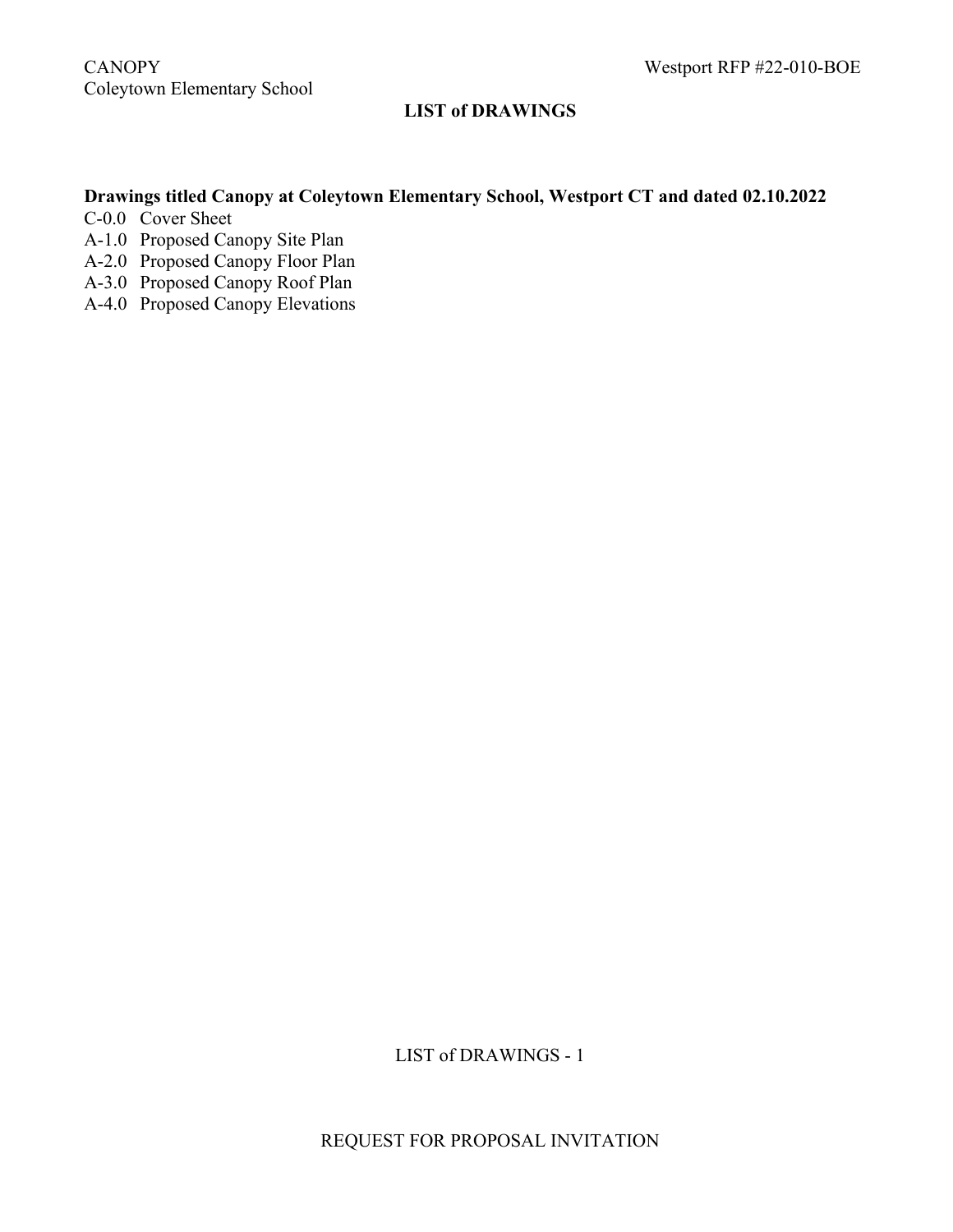# LIST of DRAWINGS

**Drawings titled Canopy at Coleytown Elementary School, Westport CT and dated 02.10.2022**

C-0.0 Cover Sheet
A-1.0 Proposed Canopy Site Plan
A-2.0 Proposed Canopy Floor Plan
A-3.0 Proposed Canopy Roof Plan
A-4.0 Proposed Canopy Elevations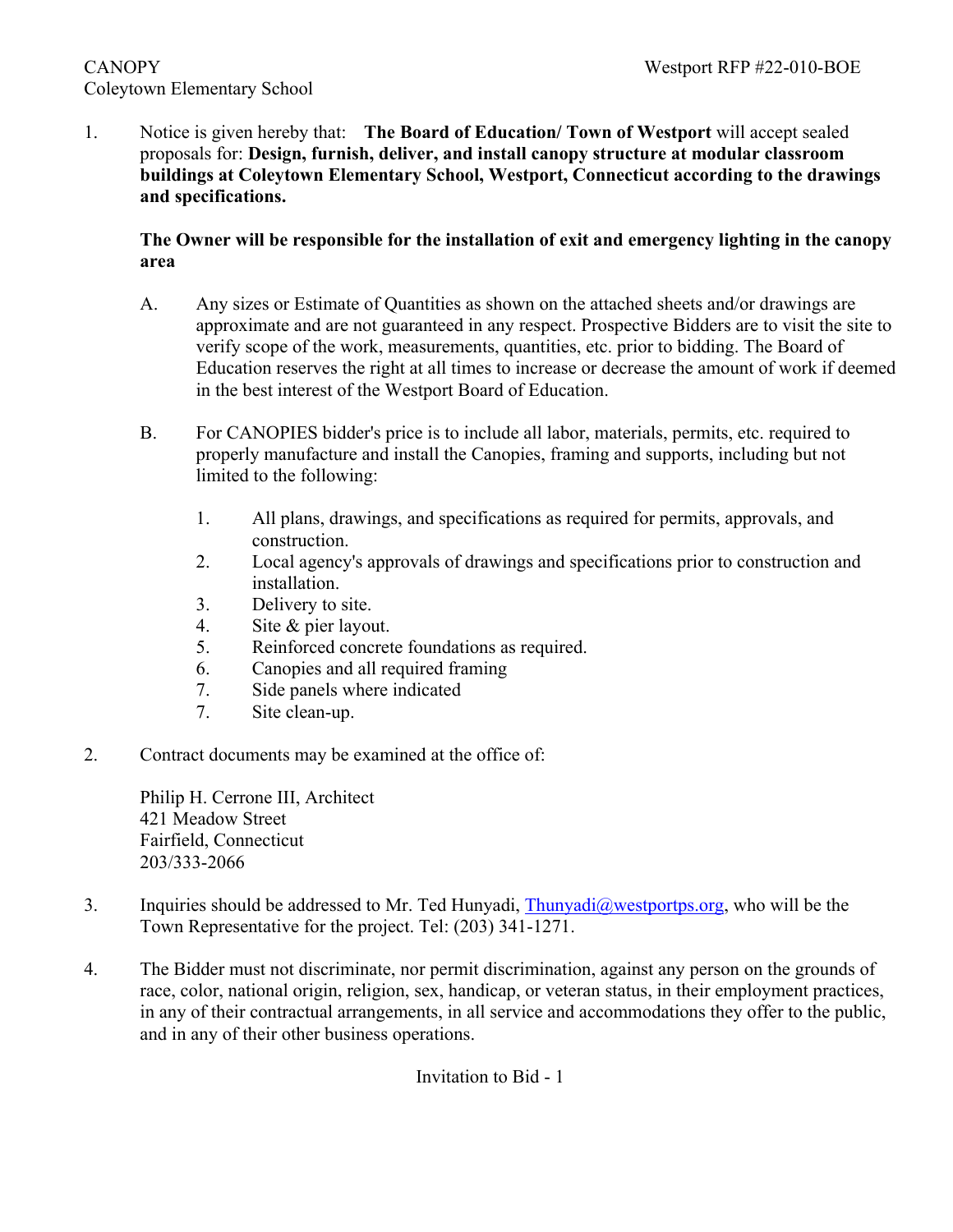1. Notice is given hereby that: **The Board of Education/ Town of Westport** will accept sealed proposals for: **Design, furnish, deliver, and install canopy structure at modular classroom buildings at Coleytown Elementary School, Westport, Connecticut according to the drawings and specifications.**

   **The Owner will be responsible for the installation of exit and emergency lighting in the canopy area**

   A. Any sizes or Estimate of Quantities as shown on the attached sheets and/or drawings are approximate and are not guaranteed in any respect. Prospective Bidders are to visit the site to verify scope of the work, measurements, quantities, etc. prior to bidding. The Board of Education reserves the right at all times to increase or decrease the amount of work if deemed in the best interest of the Westport Board of Education.

   B. For CANOPIES bidder's price is to include all labor, materials, permits, etc. required to properly manufacture and install the Canopies, framing and supports, including but not limited to the following:

      1. All plans, drawings, and specifications as required for permits, approvals, and construction.
      2. Local agency's approvals of drawings and specifications prior to construction and installation.
      3. Delivery to site.
      4. Site & pier layout.
      5. Reinforced concrete foundations as required.
      6. Canopies and all required framing
      7. Side panels where indicated
      7. Site clean-up.

2. Contract documents may be examined at the office of:

   Philip H. Cerrone III, Architect
   421 Meadow Street
   Fairfield, Connecticut
   203/333-2066

3. Inquiries should be addressed to Mr. Ted Hunyadi, Thunyadi@westportps.org, who will be the Town Representative for the project. Tel: (203) 341-1271.

4. The Bidder must not discriminate, nor permit discrimination, against any person on the grounds of race, color, national origin, religion, sex, handicap, or veteran status, in their employment practices, in any of their contractual arrangements, in all service and accommodations they offer to the public, and in any of their other business operations.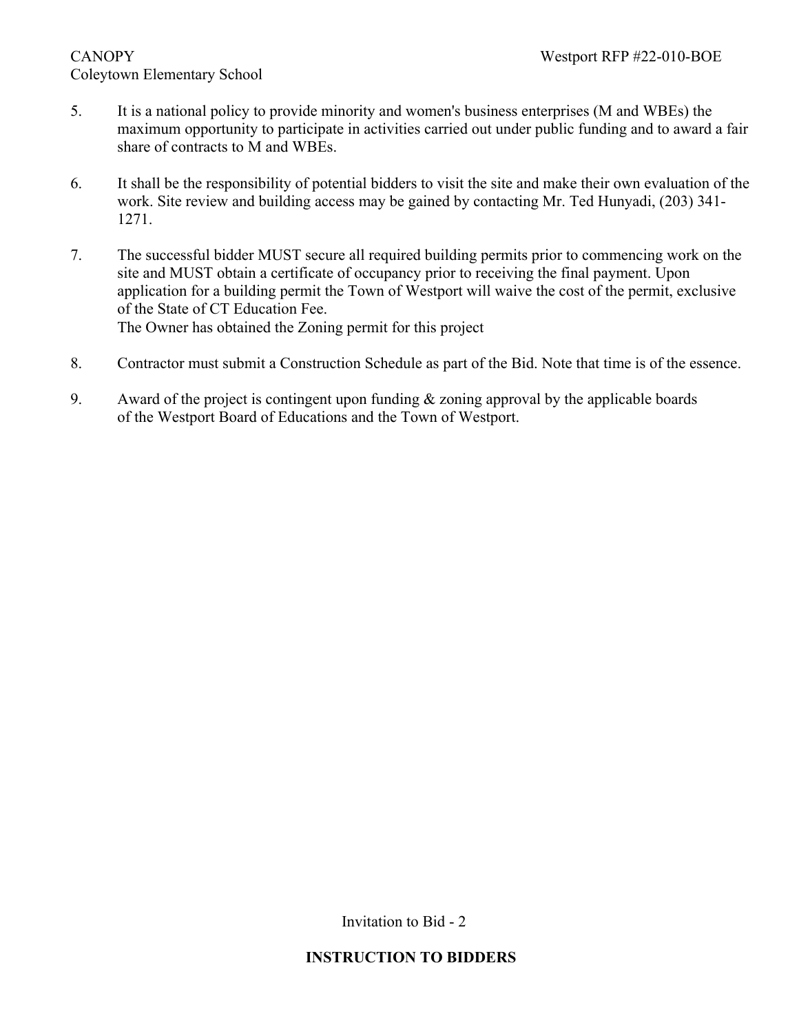5. It is a national policy to provide minority and women's business enterprises (M and WBEs) the maximum opportunity to participate in activities carried out under public funding and to award a fair share of contracts to M and WBEs.

6. It shall be the responsibility of potential bidders to visit the site and make their own evaluation of the work. Site review and building access may be gained by contacting Mr. Ted Hunyadi, (203) 341-1271.

7. The successful bidder MUST secure all required building permits prior to commencing work on the site and MUST obtain a certificate of occupancy prior to receiving the final payment. Upon application for a building permit the Town of Westport will waive the cost of the permit, exclusive of the State of CT Education Fee.
   The Owner has obtained the Zoning permit for this project

8. Contractor must submit a Construction Schedule as part of the Bid. Note that time is of the essence.

9. Award of the project is contingent upon funding & zoning approval by the applicable boards of the Westport Board of Educations and the Town of Westport.

**INSTRUCTION TO BIDDERS**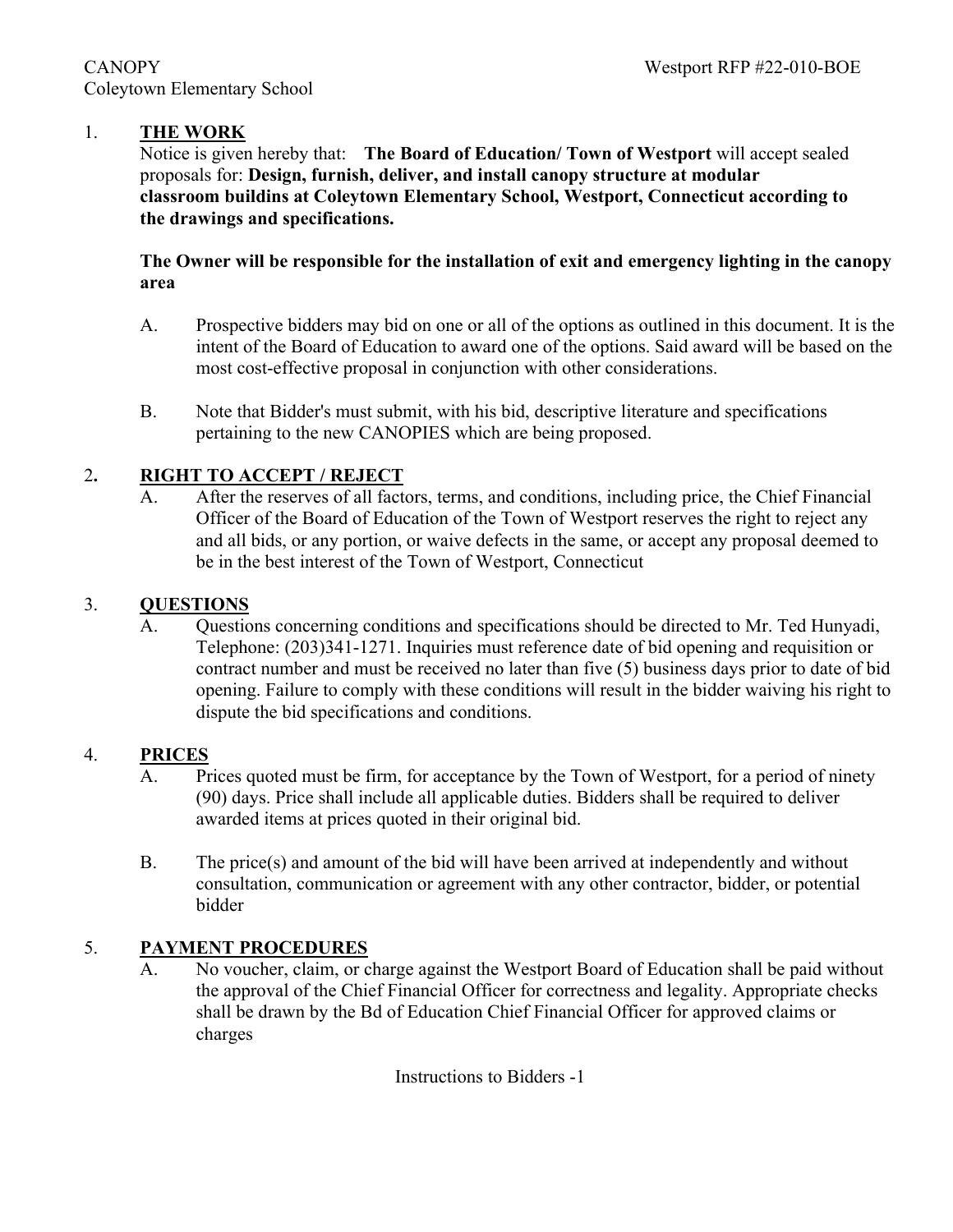## 1. THE WORK

Notice is given hereby that: **The Board of Education/ Town of Westport** will accept sealed proposals for: **Design, furnish, deliver, and install canopy structure at modular classroom buildins at Coleytown Elementary School, Westport, Connecticut according to the drawings and specifications.**

**The Owner will be responsible for the installation of exit and emergency lighting in the canopy area**

A. Prospective bidders may bid on one or all of the options as outlined in this document. It is the intent of the Board of Education to award one of the options. Said award will be based on the most cost-effective proposal in conjunction with other considerations.

B. Note that Bidder's must submit, with his bid, descriptive literature and specifications pertaining to the new CANOPIES which are being proposed.

## 2. RIGHT TO ACCEPT / REJECT

A. After the reserves of all factors, terms, and conditions, including price, the Chief Financial Officer of the Board of Education of the Town of Westport reserves the right to reject any and all bids, or any portion, or waive defects in the same, or accept any proposal deemed to be in the best interest of the Town of Westport, Connecticut

## 3. QUESTIONS

A. Questions concerning conditions and specifications should be directed to Mr. Ted Hunyadi, Telephone: (203)341-1271. Inquiries must reference date of bid opening and requisition or contract number and must be received no later than five (5) business days prior to date of bid opening. Failure to comply with these conditions will result in the bidder waiving his right to dispute the bid specifications and conditions.

## 4. PRICES

A. Prices quoted must be firm, for acceptance by the Town of Westport, for a period of ninety (90) days. Price shall include all applicable duties. Bidders shall be required to deliver awarded items at prices quoted in their original bid.

B. The price(s) and amount of the bid will have been arrived at independently and without consultation, communication or agreement with any other contractor, bidder, or potential bidder

## 5. PAYMENT PROCEDURES

A. No voucher, claim, or charge against the Westport Board of Education shall be paid without the approval of the Chief Financial Officer for correctness and legality. Appropriate checks shall be drawn by the Bd of Education Chief Financial Officer for approved claims or charges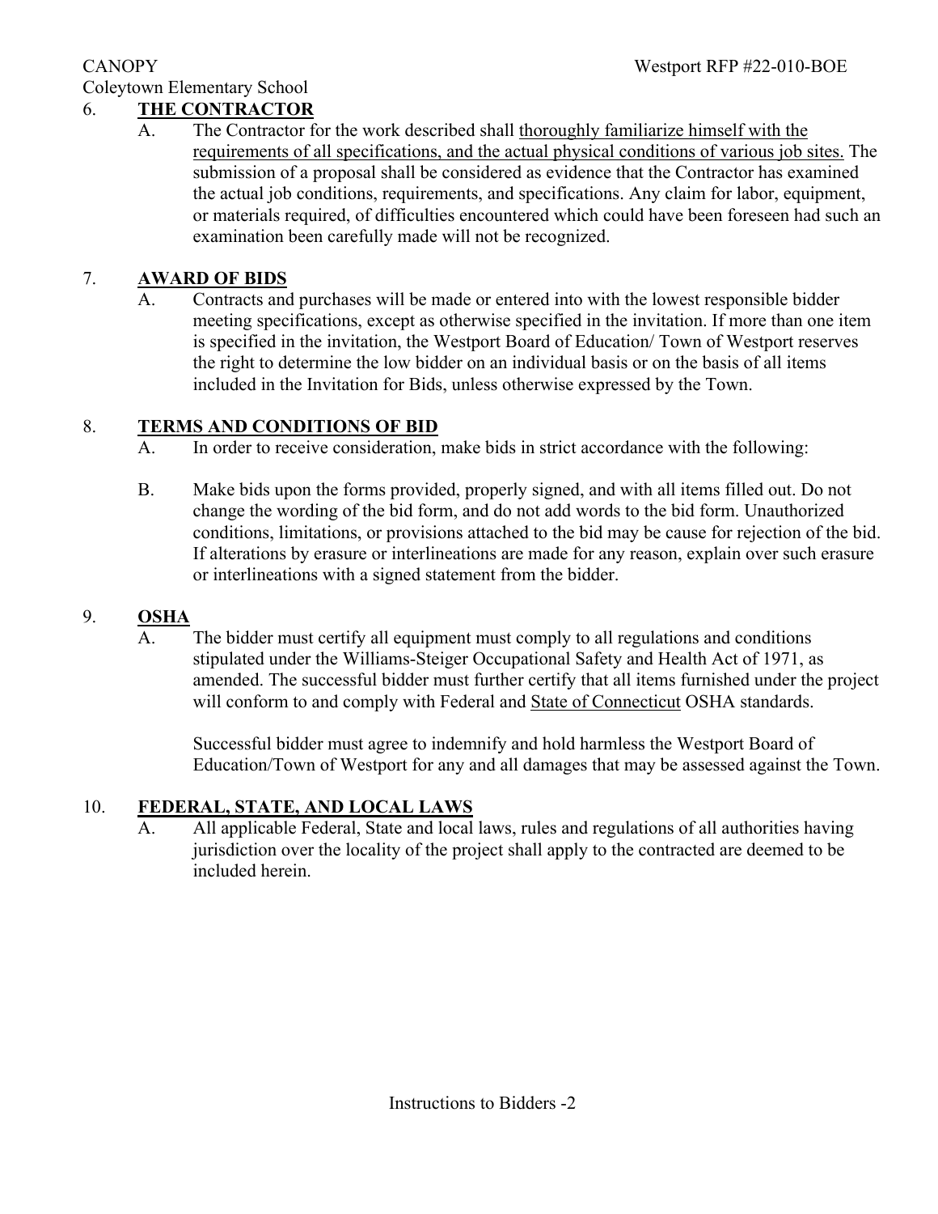## 6. THE CONTRACTOR

A. The Contractor for the work described shall thoroughly familiarize himself with the requirements of all specifications, and the actual physical conditions of various job sites. The submission of a proposal shall be considered as evidence that the Contractor has examined the actual job conditions, requirements, and specifications. Any claim for labor, equipment, or materials required, of difficulties encountered which could have been foreseen had such an examination been carefully made will not be recognized.

## 7. AWARD OF BIDS

A. Contracts and purchases will be made or entered into with the lowest responsible bidder meeting specifications, except as otherwise specified in the invitation. If more than one item is specified in the invitation, the Westport Board of Education/ Town of Westport reserves the right to determine the low bidder on an individual basis or on the basis of all items included in the Invitation for Bids, unless otherwise expressed by the Town.

## 8. TERMS AND CONDITIONS OF BID

A. In order to receive consideration, make bids in strict accordance with the following:

B. Make bids upon the forms provided, properly signed, and with all items filled out. Do not change the wording of the bid form, and do not add words to the bid form. Unauthorized conditions, limitations, or provisions attached to the bid may be cause for rejection of the bid. If alterations by erasure or interlineations are made for any reason, explain over such erasure or interlineations with a signed statement from the bidder.

## 9. OSHA

A. The bidder must certify all equipment must comply to all regulations and conditions stipulated under the Williams-Steiger Occupational Safety and Health Act of 1971, as amended. The successful bidder must further certify that all items furnished under the project will conform to and comply with Federal and State of Connecticut OSHA standards.

Successful bidder must agree to indemnify and hold harmless the Westport Board of Education/Town of Westport for any and all damages that may be assessed against the Town.

## 10. FEDERAL, STATE, AND LOCAL LAWS

A. All applicable Federal, State and local laws, rules and regulations of all authorities having jurisdiction over the locality of the project shall apply to the contracted are deemed to be included herein.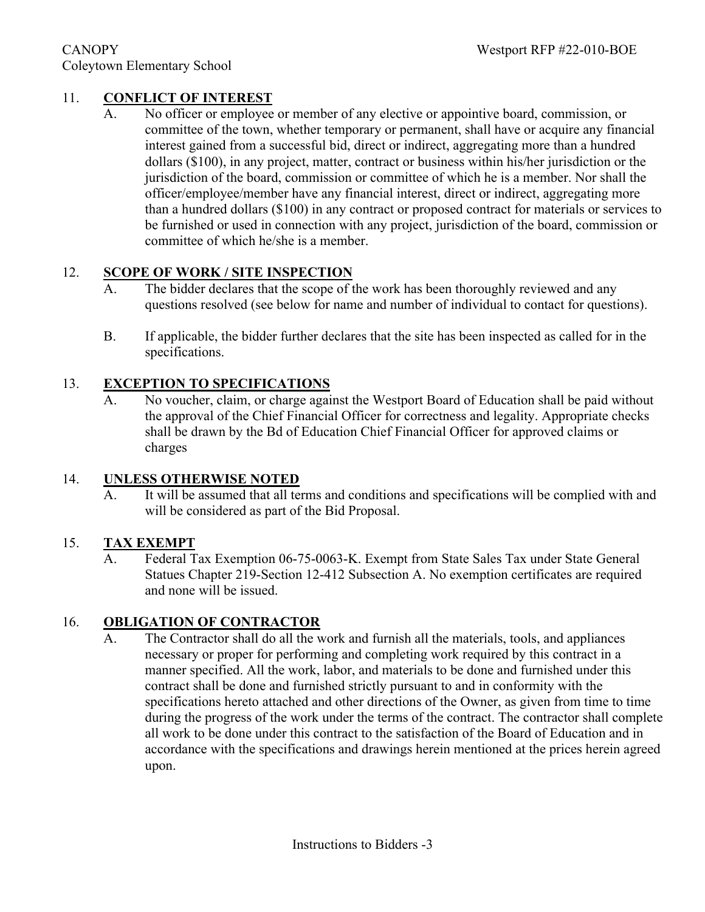## 11. CONFLICT OF INTEREST

A. No officer or employee or member of any elective or appointive board, commission, or committee of the town, whether temporary or permanent, shall have or acquire any financial interest gained from a successful bid, direct or indirect, aggregating more than a hundred dollars ($100), in any project, matter, contract or business within his/her jurisdiction or the jurisdiction of the board, commission or committee of which he is a member. Nor shall the officer/employee/member have any financial interest, direct or indirect, aggregating more than a hundred dollars ($100) in any contract or proposed contract for materials or services to be furnished or used in connection with any project, jurisdiction of the board, commission or committee of which he/she is a member.

## 12. SCOPE OF WORK / SITE INSPECTION

A. The bidder declares that the scope of the work has been thoroughly reviewed and any questions resolved (see below for name and number of individual to contact for questions).

B. If applicable, the bidder further declares that the site has been inspected as called for in the specifications.

## 13. EXCEPTION TO SPECIFICATIONS

A. No voucher, claim, or charge against the Westport Board of Education shall be paid without the approval of the Chief Financial Officer for correctness and legality. Appropriate checks shall be drawn by the Bd of Education Chief Financial Officer for approved claims or charges

## 14. UNLESS OTHERWISE NOTED

A. It will be assumed that all terms and conditions and specifications will be complied with and will be considered as part of the Bid Proposal.

## 15. TAX EXEMPT

A. Federal Tax Exemption 06-75-0063-K. Exempt from State Sales Tax under State General Statues Chapter 219-Section 12-412 Subsection A. No exemption certificates are required and none will be issued.

## 16. OBLIGATION OF CONTRACTOR

A. The Contractor shall do all the work and furnish all the materials, tools, and appliances necessary or proper for performing and completing work required by this contract in a manner specified. All the work, labor, and materials to be done and furnished under this contract shall be done and furnished strictly pursuant to and in conformity with the specifications hereto attached and other directions of the Owner, as given from time to time during the progress of the work under the terms of the contract. The contractor shall complete all work to be done under this contract to the satisfaction of the Board of Education and in accordance with the specifications and drawings herein mentioned at the prices herein agreed upon.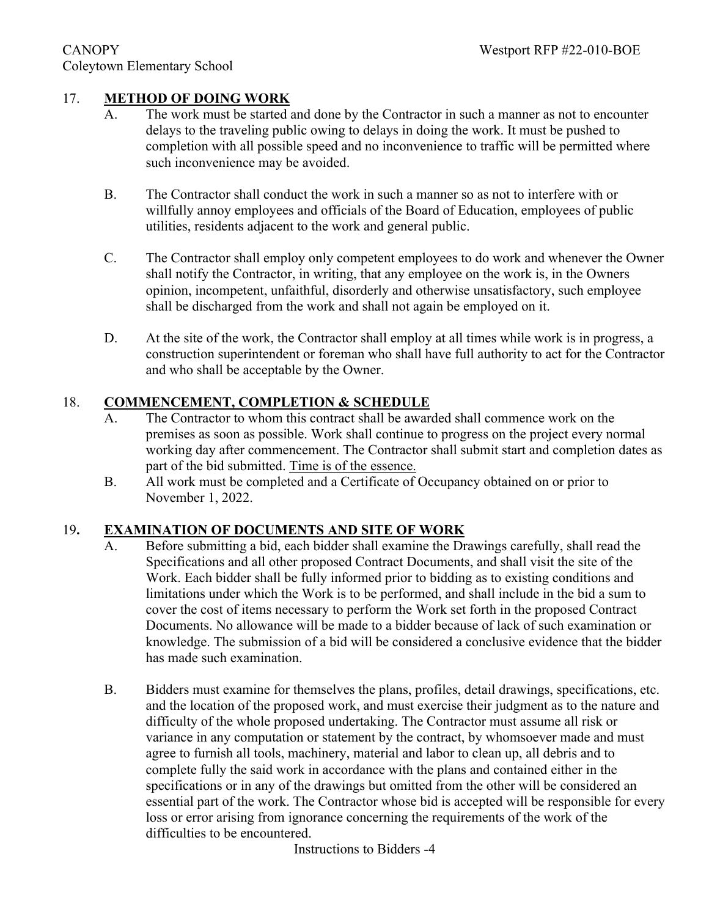## 17. METHOD OF DOING WORK

A. The work must be started and done by the Contractor in such a manner as not to encounter delays to the traveling public owing to delays in doing the work. It must be pushed to completion with all possible speed and no inconvenience to traffic will be permitted where such inconvenience may be avoided.

B. The Contractor shall conduct the work in such a manner so as not to interfere with or willfully annoy employees and officials of the Board of Education, employees of public utilities, residents adjacent to the work and general public.

C. The Contractor shall employ only competent employees to do work and whenever the Owner shall notify the Contractor, in writing, that any employee on the work is, in the Owners opinion, incompetent, unfaithful, disorderly and otherwise unsatisfactory, such employee shall be discharged from the work and shall not again be employed on it.

D. At the site of the work, the Contractor shall employ at all times while work is in progress, a construction superintendent or foreman who shall have full authority to act for the Contractor and who shall be acceptable by the Owner.

## 18. COMMENCEMENT, COMPLETION & SCHEDULE

A. The Contractor to whom this contract shall be awarded shall commence work on the premises as soon as possible. Work shall continue to progress on the project every normal working day after commencement. The Contractor shall submit start and completion dates as part of the bid submitted. Time is of the essence.

B. All work must be completed and a Certificate of Occupancy obtained on or prior to November 1, 2022.

## 19. EXAMINATION OF DOCUMENTS AND SITE OF WORK

A. Before submitting a bid, each bidder shall examine the Drawings carefully, shall read the Specifications and all other proposed Contract Documents, and shall visit the site of the Work. Each bidder shall be fully informed prior to bidding as to existing conditions and limitations under which the Work is to be performed, and shall include in the bid a sum to cover the cost of items necessary to perform the Work set forth in the proposed Contract Documents. No allowance will be made to a bidder because of lack of such examination or knowledge. The submission of a bid will be considered a conclusive evidence that the bidder has made such examination.

B. Bidders must examine for themselves the plans, profiles, detail drawings, specifications, etc. and the location of the proposed work, and must exercise their judgment as to the nature and difficulty of the whole proposed undertaking. The Contractor must assume all risk or variance in any computation or statement by the contract, by whomsoever made and must agree to furnish all tools, machinery, material and labor to clean up, all debris and to complete fully the said work in accordance with the plans and contained either in the specifications or in any of the drawings but omitted from the other will be considered an essential part of the work. The Contractor whose bid is accepted will be responsible for every loss or error arising from ignorance concerning the requirements of the work of the difficulties to be encountered.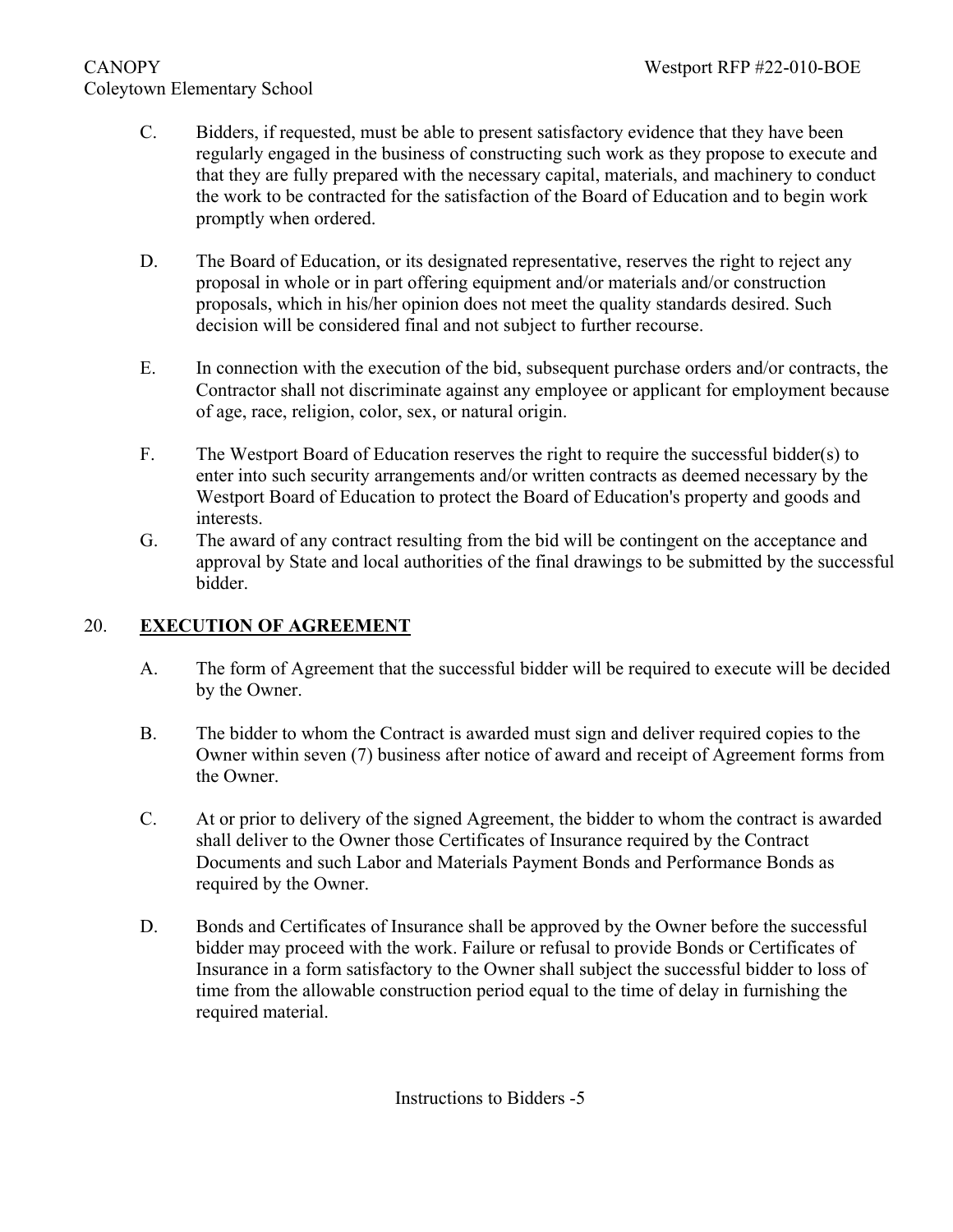C. Bidders, if requested, must be able to present satisfactory evidence that they have been regularly engaged in the business of constructing such work as they propose to execute and that they are fully prepared with the necessary capital, materials, and machinery to conduct the work to be contracted for the satisfaction of the Board of Education and to begin work promptly when ordered.

D. The Board of Education, or its designated representative, reserves the right to reject any proposal in whole or in part offering equipment and/or materials and/or construction proposals, which in his/her opinion does not meet the quality standards desired. Such decision will be considered final and not subject to further recourse.

E. In connection with the execution of the bid, subsequent purchase orders and/or contracts, the Contractor shall not discriminate against any employee or applicant for employment because of age, race, religion, color, sex, or natural origin.

F. The Westport Board of Education reserves the right to require the successful bidder(s) to enter into such security arrangements and/or written contracts as deemed necessary by the Westport Board of Education to protect the Board of Education's property and goods and interests.

G. The award of any contract resulting from the bid will be contingent on the acceptance and approval by State and local authorities of the final drawings to be submitted by the successful bidder.

## 20. **EXECUTION OF AGREEMENT**

A. The form of Agreement that the successful bidder will be required to execute will be decided by the Owner.

B. The bidder to whom the Contract is awarded must sign and deliver required copies to the Owner within seven (7) business after notice of award and receipt of Agreement forms from the Owner.

C. At or prior to delivery of the signed Agreement, the bidder to whom the contract is awarded shall deliver to the Owner those Certificates of Insurance required by the Contract Documents and such Labor and Materials Payment Bonds and Performance Bonds as required by the Owner.

D. Bonds and Certificates of Insurance shall be approved by the Owner before the successful bidder may proceed with the work. Failure or refusal to provide Bonds or Certificates of Insurance in a form satisfactory to the Owner shall subject the successful bidder to loss of time from the allowable construction period equal to the time of delay in furnishing the required material.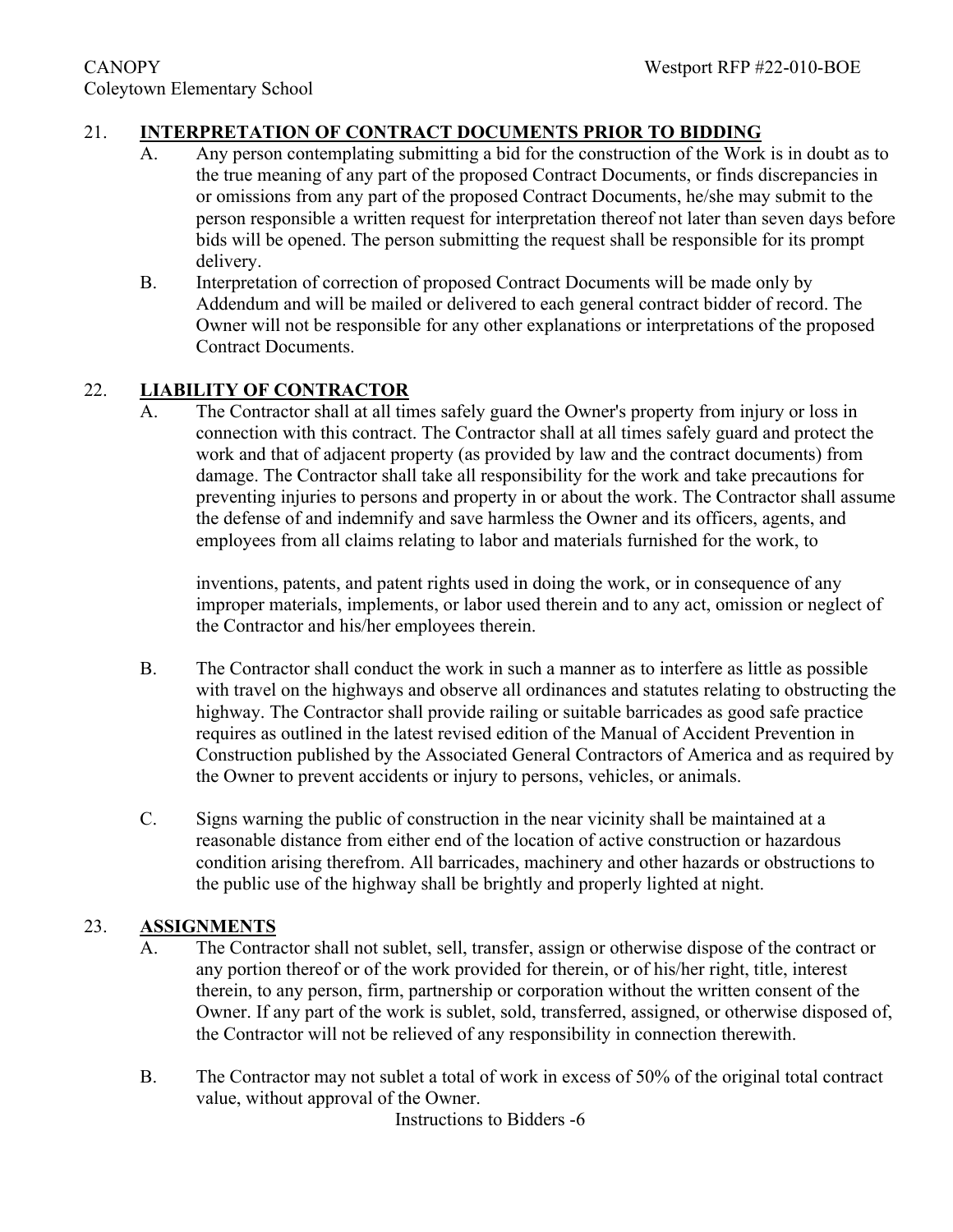## 21. INTERPRETATION OF CONTRACT DOCUMENTS PRIOR TO BIDDING

A. Any person contemplating submitting a bid for the construction of the Work is in doubt as to the true meaning of any part of the proposed Contract Documents, or finds discrepancies in or omissions from any part of the proposed Contract Documents, he/she may submit to the person responsible a written request for interpretation thereof not later than seven days before bids will be opened. The person submitting the request shall be responsible for its prompt delivery.

B. Interpretation of correction of proposed Contract Documents will be made only by Addendum and will be mailed or delivered to each general contract bidder of record. The Owner will not be responsible for any other explanations or interpretations of the proposed Contract Documents.

## 22. LIABILITY OF CONTRACTOR

A. The Contractor shall at all times safely guard the Owner's property from injury or loss in connection with this contract. The Contractor shall at all times safely guard and protect the work and that of adjacent property (as provided by law and the contract documents) from damage. The Contractor shall take all responsibility for the work and take precautions for preventing injuries to persons and property in or about the work. The Contractor shall assume the defense of and indemnify and save harmless the Owner and its officers, agents, and employees from all claims relating to labor and materials furnished for the work, to inventions, patents, and patent rights used in doing the work, or in consequence of any improper materials, implements, or labor used therein and to any act, omission or neglect of the Contractor and his/her employees therein.

B. The Contractor shall conduct the work in such a manner as to interfere as little as possible with travel on the highways and observe all ordinances and statutes relating to obstructing the highway. The Contractor shall provide railing or suitable barricades as good safe practice requires as outlined in the latest revised edition of the Manual of Accident Prevention in Construction published by the Associated General Contractors of America and as required by the Owner to prevent accidents or injury to persons, vehicles, or animals.

C. Signs warning the public of construction in the near vicinity shall be maintained at a reasonable distance from either end of the location of active construction or hazardous condition arising therefrom. All barricades, machinery and other hazards or obstructions to the public use of the highway shall be brightly and properly lighted at night.

## 23. ASSIGNMENTS

A. The Contractor shall not sublet, sell, transfer, assign or otherwise dispose of the contract or any portion thereof or of the work provided for therein, or of his/her right, title, interest therein, to any person, firm, partnership or corporation without the written consent of the Owner. If any part of the work is sublet, sold, transferred, assigned, or otherwise disposed of, the Contractor will not be relieved of any responsibility in connection therewith.

B. The Contractor may not sublet a total of work in excess of 50% of the original total contract value, without approval of the Owner.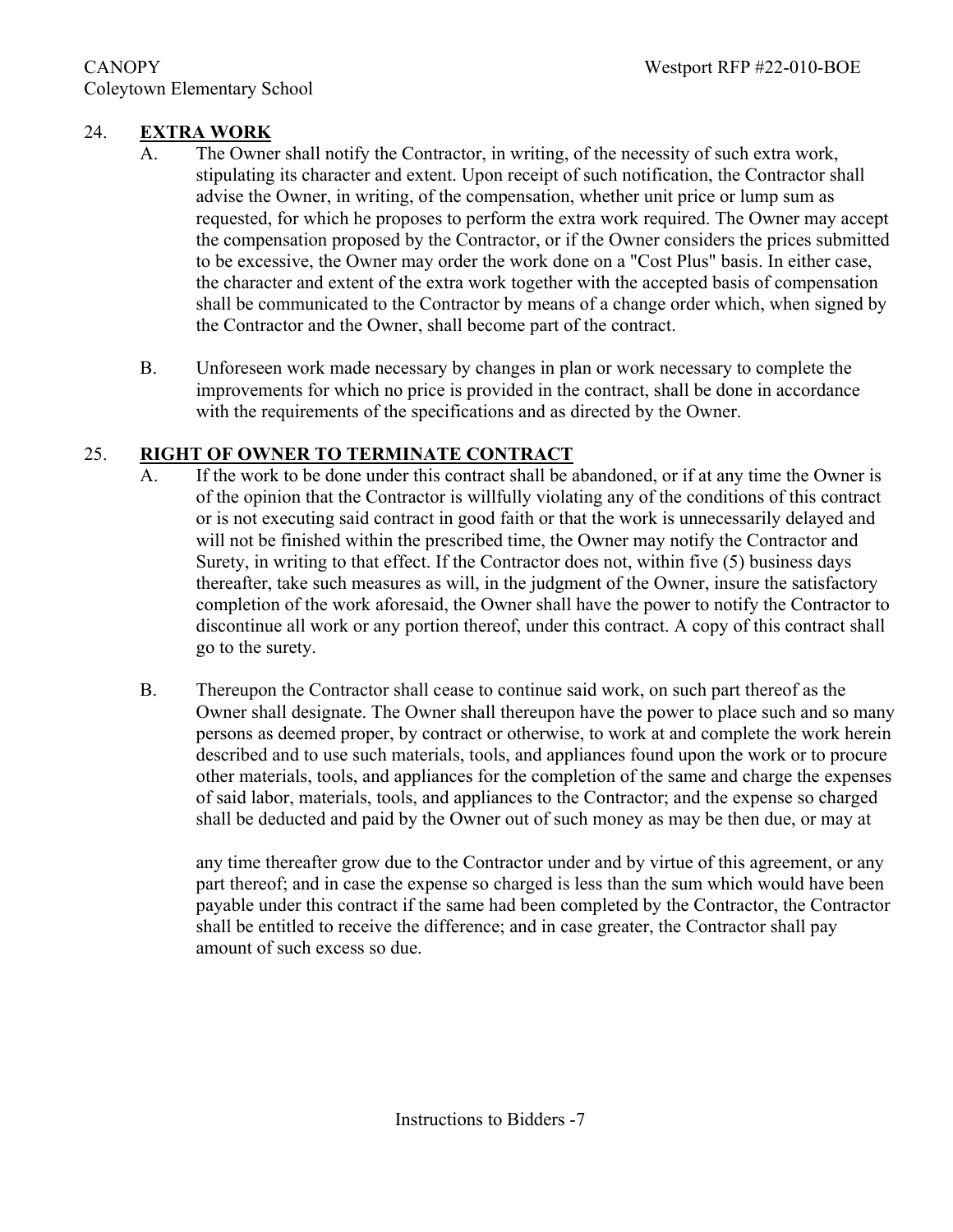## 24. EXTRA WORK

A. The Owner shall notify the Contractor, in writing, of the necessity of such extra work, stipulating its character and extent. Upon receipt of such notification, the Contractor shall advise the Owner, in writing, of the compensation, whether unit price or lump sum as requested, for which he proposes to perform the extra work required. The Owner may accept the compensation proposed by the Contractor, or if the Owner considers the prices submitted to be excessive, the Owner may order the work done on a "Cost Plus" basis. In either case, the character and extent of the extra work together with the accepted basis of compensation shall be communicated to the Contractor by means of a change order which, when signed by the Contractor and the Owner, shall become part of the contract.

B. Unforeseen work made necessary by changes in plan or work necessary to complete the improvements for which no price is provided in the contract, shall be done in accordance with the requirements of the specifications and as directed by the Owner.

## 25. RIGHT OF OWNER TO TERMINATE CONTRACT

A. If the work to be done under this contract shall be abandoned, or if at any time the Owner is of the opinion that the Contractor is willfully violating any of the conditions of this contract or is not executing said contract in good faith or that the work is unnecessarily delayed and will not be finished within the prescribed time, the Owner may notify the Contractor and Surety, in writing to that effect. If the Contractor does not, within five (5) business days thereafter, take such measures as will, in the judgment of the Owner, insure the satisfactory completion of the work aforesaid, the Owner shall have the power to notify the Contractor to discontinue all work or any portion thereof, under this contract. A copy of this contract shall go to the surety.

B. Thereupon the Contractor shall cease to continue said work, on such part thereof as the Owner shall designate. The Owner shall thereupon have the power to place such and so many persons as deemed proper, by contract or otherwise, to work at and complete the work herein described and to use such materials, tools, and appliances found upon the work or to procure other materials, tools, and appliances for the completion of the same and charge the expenses of said labor, materials, tools, and appliances to the Contractor; and the expense so charged shall be deducted and paid by the Owner out of such money as may be then due, or may at

any time thereafter grow due to the Contractor under and by virtue of this agreement, or any part thereof; and in case the expense so charged is less than the sum which would have been payable under this contract if the same had been completed by the Contractor, the Contractor shall be entitled to receive the difference; and in case greater, the Contractor shall pay amount of such excess so due.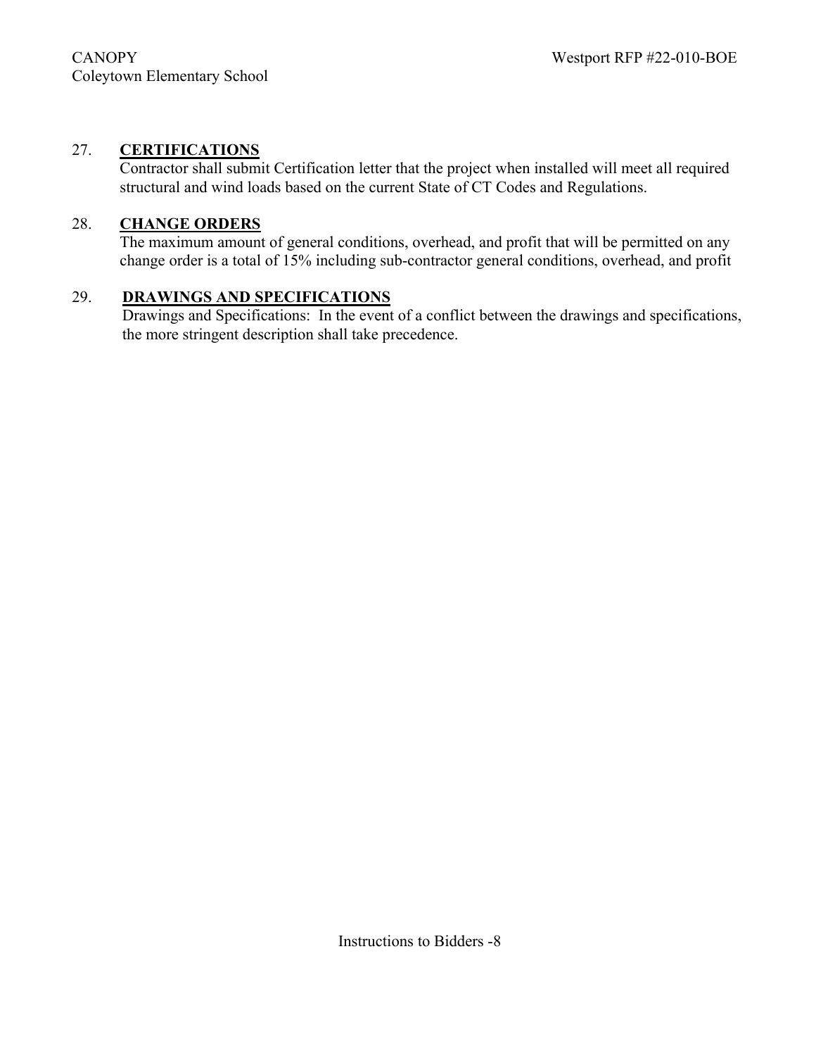27. **CERTIFICATIONS**

Contractor shall submit Certification letter that the project when installed will meet all required structural and wind loads based on the current State of CT Codes and Regulations.

28. **CHANGE ORDERS**

The maximum amount of general conditions, overhead, and profit that will be permitted on any change order is a total of 15% including sub-contractor general conditions, overhead, and profit

29. **DRAWINGS AND SPECIFICATIONS**

Drawings and Specifications: In the event of a conflict between the drawings and specifications, the more stringent description shall take precedence.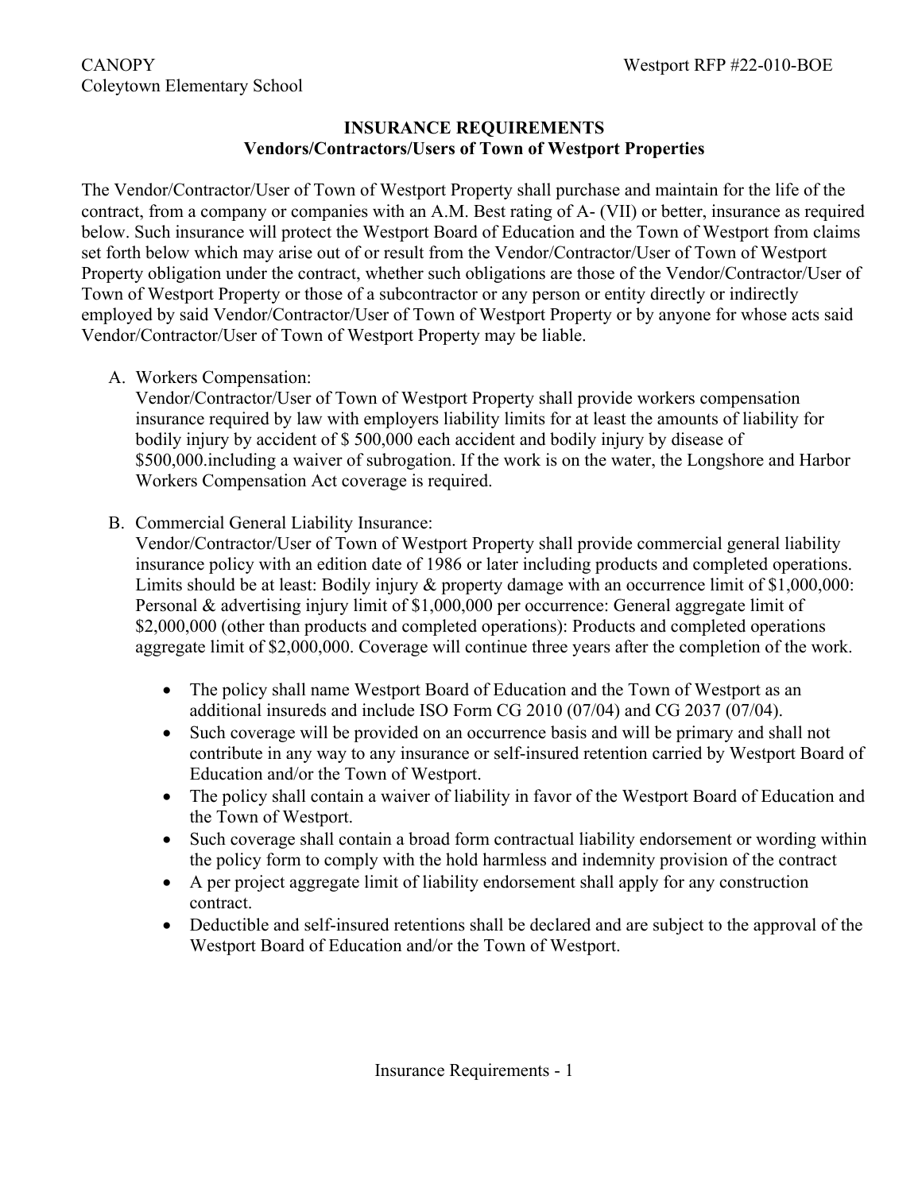## INSURANCE REQUIREMENTS
### Vendors/Contractors/Users of Town of Westport Properties

The Vendor/Contractor/User of Town of Westport Property shall purchase and maintain for the life of the contract, from a company or companies with an A.M. Best rating of A- (VII) or better, insurance as required below. Such insurance will protect the Westport Board of Education and the Town of Westport from claims set forth below which may arise out of or result from the Vendor/Contractor/User of Town of Westport Property obligation under the contract, whether such obligations are those of the Vendor/Contractor/User of Town of Westport Property or those of a subcontractor or any person or entity directly or indirectly employed by said Vendor/Contractor/User of Town of Westport Property or by anyone for whose acts said Vendor/Contractor/User of Town of Westport Property may be liable.

A. Workers Compensation:
Vendor/Contractor/User of Town of Westport Property shall provide workers compensation insurance required by law with employers liability limits for at least the amounts of liability for bodily injury by accident of $ 500,000 each accident and bodily injury by disease of $500,000.including a waiver of subrogation. If the work is on the water, the Longshore and Harbor Workers Compensation Act coverage is required.

B. Commercial General Liability Insurance:
Vendor/Contractor/User of Town of Westport Property shall provide commercial general liability insurance policy with an edition date of 1986 or later including products and completed operations. Limits should be at least: Bodily injury & property damage with an occurrence limit of $1,000,000: Personal & advertising injury limit of $1,000,000 per occurrence: General aggregate limit of $2,000,000 (other than products and completed operations): Products and completed operations aggregate limit of $2,000,000. Coverage will continue three years after the completion of the work.

- The policy shall name Westport Board of Education and the Town of Westport as an additional insureds and include ISO Form CG 2010 (07/04) and CG 2037 (07/04).
- Such coverage will be provided on an occurrence basis and will be primary and shall not contribute in any way to any insurance or self-insured retention carried by Westport Board of Education and/or the Town of Westport.
- The policy shall contain a waiver of liability in favor of the Westport Board of Education and the Town of Westport.
- Such coverage shall contain a broad form contractual liability endorsement or wording within the policy form to comply with the hold harmless and indemnity provision of the contract
- A per project aggregate limit of liability endorsement shall apply for any construction contract.
- Deductible and self-insured retentions shall be declared and are subject to the approval of the Westport Board of Education and/or the Town of Westport.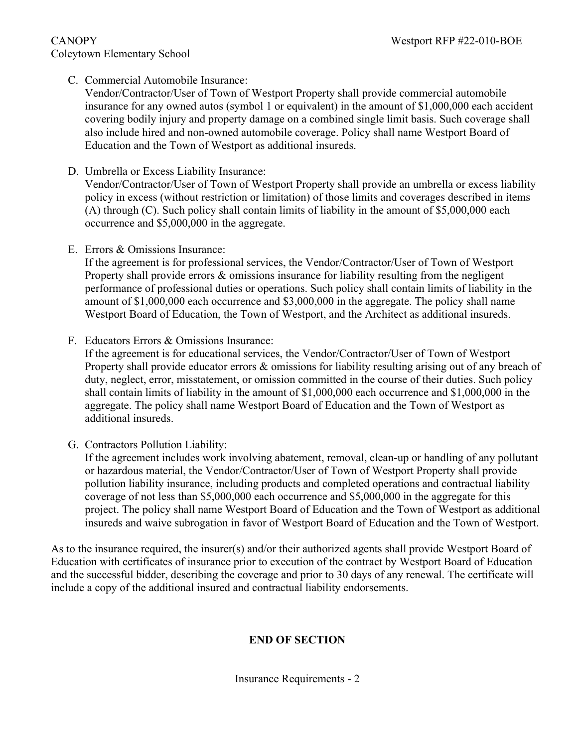C. Commercial Automobile Insurance:
   Vendor/Contractor/User of Town of Westport Property shall provide commercial automobile insurance for any owned autos (symbol 1 or equivalent) in the amount of $1,000,000 each accident covering bodily injury and property damage on a combined single limit basis. Such coverage shall also include hired and non-owned automobile coverage. Policy shall name Westport Board of Education and the Town of Westport as additional insureds.

D. Umbrella or Excess Liability Insurance:
   Vendor/Contractor/User of Town of Westport Property shall provide an umbrella or excess liability policy in excess (without restriction or limitation) of those limits and coverages described in items (A) through (C). Such policy shall contain limits of liability in the amount of $5,000,000 each occurrence and $5,000,000 in the aggregate.

E. Errors & Omissions Insurance:
   If the agreement is for professional services, the Vendor/Contractor/User of Town of Westport Property shall provide errors & omissions insurance for liability resulting from the negligent performance of professional duties or operations. Such policy shall contain limits of liability in the amount of $1,000,000 each occurrence and $3,000,000 in the aggregate. The policy shall name Westport Board of Education, the Town of Westport, and the Architect as additional insureds.

F. Educators Errors & Omissions Insurance:
   If the agreement is for educational services, the Vendor/Contractor/User of Town of Westport Property shall provide educator errors & omissions for liability resulting arising out of any breach of duty, neglect, error, misstatement, or omission committed in the course of their duties. Such policy shall contain limits of liability in the amount of $1,000,000 each occurrence and $1,000,000 in the aggregate. The policy shall name Westport Board of Education and the Town of Westport as additional insureds.

G. Contractors Pollution Liability:
   If the agreement includes work involving abatement, removal, clean-up or handling of any pollutant or hazardous material, the Vendor/Contractor/User of Town of Westport Property shall provide pollution liability insurance, including products and completed operations and contractual liability coverage of not less than $5,000,000 each occurrence and $5,000,000 in the aggregate for this project. The policy shall name Westport Board of Education and the Town of Westport as additional insureds and waive subrogation in favor of Westport Board of Education and the Town of Westport.

As to the insurance required, the insurer(s) and/or their authorized agents shall provide Westport Board of Education with certificates of insurance prior to execution of the contract by Westport Board of Education and the successful bidder, describing the coverage and prior to 30 days of any renewal. The certificate will include a copy of the additional insured and contractual liability endorsements.

**END OF SECTION**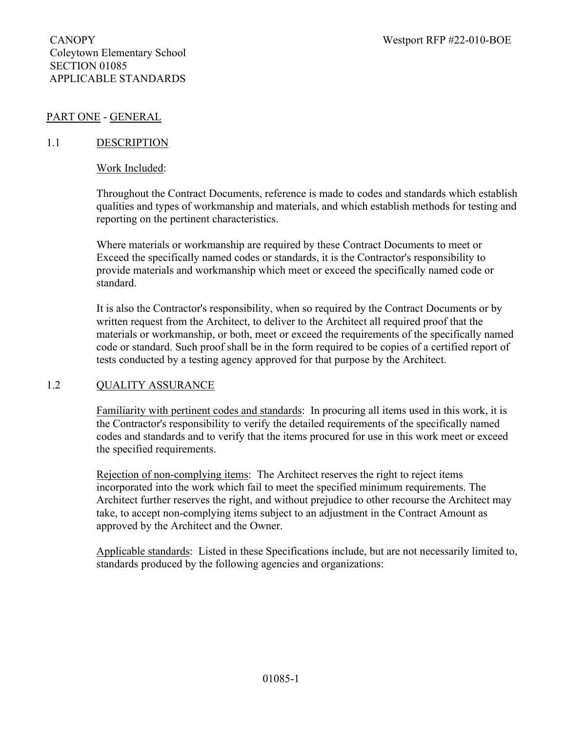CANOPY
Coleytown Elementary School
SECTION 01085
APPLICABLE STANDARDS

Westport RFP #22-010-BOE

## PART ONE - GENERAL

### 1.1 DESCRIPTION

Work Included:

Throughout the Contract Documents, reference is made to codes and standards which establish qualities and types of workmanship and materials, and which establish methods for testing and reporting on the pertinent characteristics.

Where materials or workmanship are required by these Contract Documents to meet or Exceed the specifically named codes or standards, it is the Contractor's responsibility to provide materials and workmanship which meet or exceed the specifically named code or standard.

It is also the Contractor's responsibility, when so required by the Contract Documents or by written request from the Architect, to deliver to the Architect all required proof that the materials or workmanship, or both, meet or exceed the requirements of the specifically named code or standard. Such proof shall be in the form required to be copies of a certified report of tests conducted by a testing agency approved for that purpose by the Architect.

### 1.2 QUALITY ASSURANCE

Familiarity with pertinent codes and standards: In procuring all items used in this work, it is the Contractor's responsibility to verify the detailed requirements of the specifically named codes and standards and to verify that the items procured for use in this work meet or exceed the specified requirements.

Rejection of non-complying items: The Architect reserves the right to reject items incorporated into the work which fail to meet the specified minimum requirements. The Architect further reserves the right, and without prejudice to other recourse the Architect may take, to accept non-complying items subject to an adjustment in the Contract Amount as approved by the Architect and the Owner.

Applicable standards: Listed in these Specifications include, but are not necessarily limited to, standards produced by the following agencies and organizations: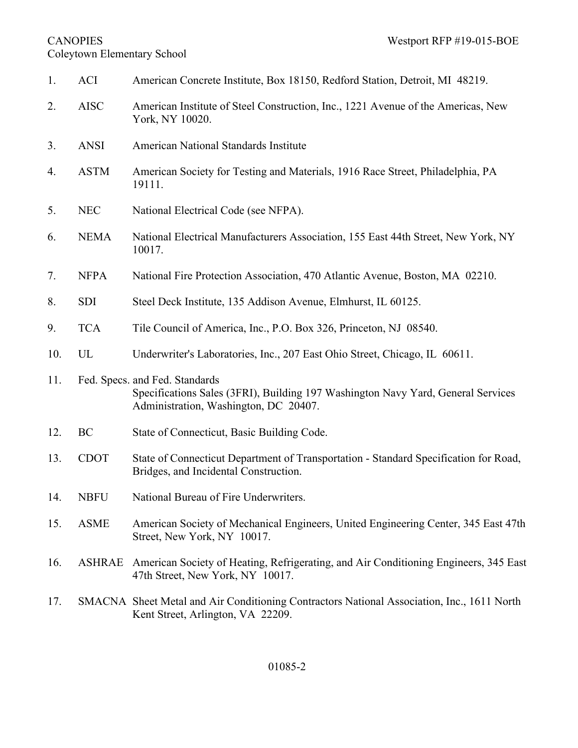1. ACI American Concrete Institute, Box 18150, Redford Station, Detroit, MI 48219.

2. AISC American Institute of Steel Construction, Inc., 1221 Avenue of the Americas, New York, NY 10020.

3. ANSI American National Standards Institute

4. ASTM American Society for Testing and Materials, 1916 Race Street, Philadelphia, PA 19111.

5. NEC National Electrical Code (see NFPA).

6. NEMA National Electrical Manufacturers Association, 155 East 44th Street, New York, NY 10017.

7. NFPA National Fire Protection Association, 470 Atlantic Avenue, Boston, MA 02210.

8. SDI Steel Deck Institute, 135 Addison Avenue, Elmhurst, IL 60125.

9. TCA Tile Council of America, Inc., P.O. Box 326, Princeton, NJ 08540.

10. UL Underwriter's Laboratories, Inc., 207 East Ohio Street, Chicago, IL 60611.

11. Fed. Specs. and Fed. Standards
    Specifications Sales (3FRI), Building 197 Washington Navy Yard, General Services Administration, Washington, DC 20407.

12. BC State of Connecticut, Basic Building Code.

13. CDOT State of Connecticut Department of Transportation - Standard Specification for Road, Bridges, and Incidental Construction.

14. NBFU National Bureau of Fire Underwriters.

15. ASME American Society of Mechanical Engineers, United Engineering Center, 345 East 47th Street, New York, NY 10017.

16. ASHRAE American Society of Heating, Refrigerating, and Air Conditioning Engineers, 345 East 47th Street, New York, NY 10017.

17. SMACNA Sheet Metal and Air Conditioning Contractors National Association, Inc., 1611 North Kent Street, Arlington, VA 22209.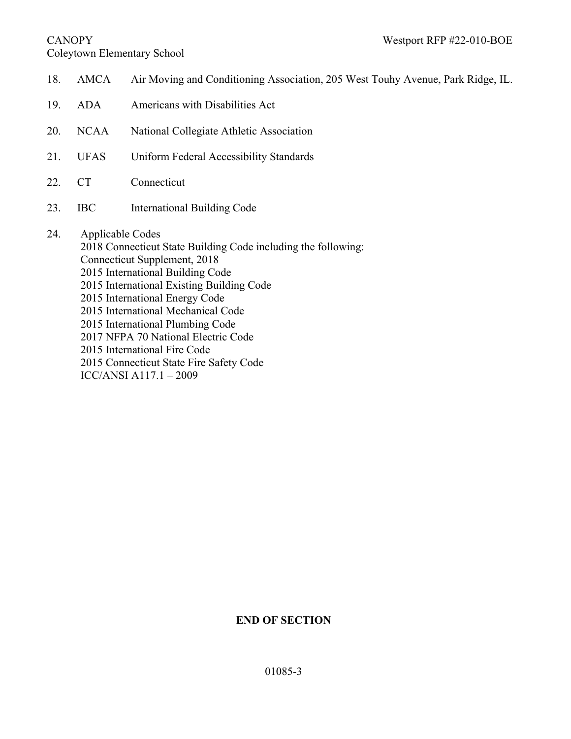18. AMCA Air Moving and Conditioning Association, 205 West Touhy Avenue, Park Ridge, IL.

19. ADA Americans with Disabilities Act

20. NCAA National Collegiate Athletic Association

21. UFAS Uniform Federal Accessibility Standards

22. CT Connecticut

23. IBC International Building Code

24. Applicable Codes
    2018 Connecticut State Building Code including the following:
    Connecticut Supplement, 2018
    2015 International Building Code
    2015 International Existing Building Code
    2015 International Energy Code
    2015 International Mechanical Code
    2015 International Plumbing Code
    2017 NFPA 70 National Electric Code
    2015 International Fire Code
    2015 Connecticut State Fire Safety Code
    ICC/ANSI A117.1 – 2009

**END OF SECTION**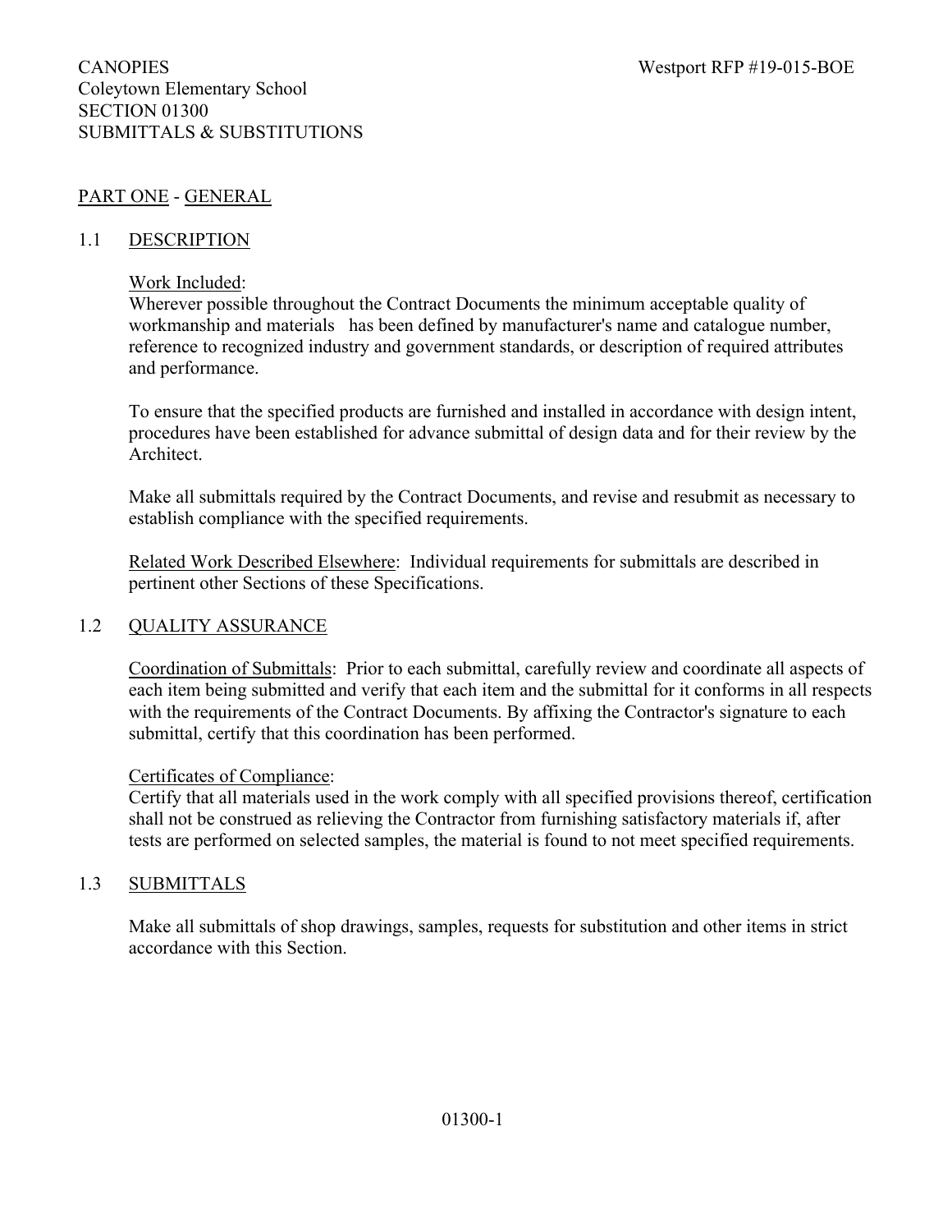CANOPIES
Coleytown Elementary School
SECTION 01300
SUBMITTALS & SUBSTITUTIONS

## PART ONE - GENERAL

### 1.1 DESCRIPTION

Work Included:
Wherever possible throughout the Contract Documents the minimum acceptable quality of workmanship and materials has been defined by manufacturer's name and catalogue number, reference to recognized industry and government standards, or description of required attributes and performance.

To ensure that the specified products are furnished and installed in accordance with design intent, procedures have been established for advance submittal of design data and for their review by the Architect.

Make all submittals required by the Contract Documents, and revise and resubmit as necessary to establish compliance with the specified requirements.

Related Work Described Elsewhere: Individual requirements for submittals are described in pertinent other Sections of these Specifications.

### 1.2 QUALITY ASSURANCE

Coordination of Submittals: Prior to each submittal, carefully review and coordinate all aspects of each item being submitted and verify that each item and the submittal for it conforms in all respects with the requirements of the Contract Documents. By affixing the Contractor's signature to each submittal, certify that this coordination has been performed.

Certificates of Compliance:
Certify that all materials used in the work comply with all specified provisions thereof, certification shall not be construed as relieving the Contractor from furnishing satisfactory materials if, after tests are performed on selected samples, the material is found to not meet specified requirements.

### 1.3 SUBMITTALS

Make all submittals of shop drawings, samples, requests for substitution and other items in strict accordance with this Section.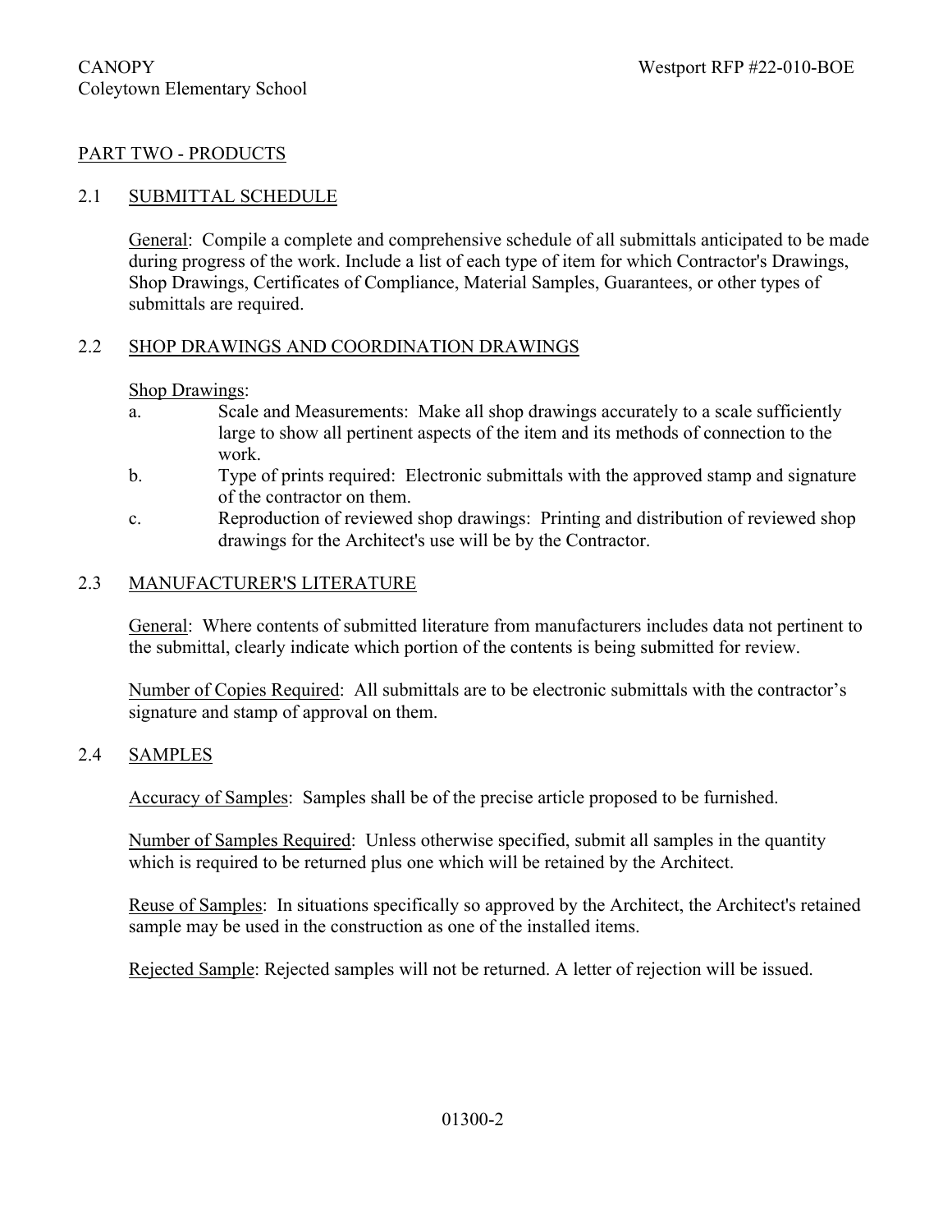## PART TWO - PRODUCTS

### 2.1 SUBMITTAL SCHEDULE

General: Compile a complete and comprehensive schedule of all submittals anticipated to be made during progress of the work. Include a list of each type of item for which Contractor's Drawings, Shop Drawings, Certificates of Compliance, Material Samples, Guarantees, or other types of submittals are required.

### 2.2 SHOP DRAWINGS AND COORDINATION DRAWINGS

Shop Drawings:

a. Scale and Measurements: Make all shop drawings accurately to a scale sufficiently large to show all pertinent aspects of the item and its methods of connection to the work.

b. Type of prints required: Electronic submittals with the approved stamp and signature of the contractor on them.

c. Reproduction of reviewed shop drawings: Printing and distribution of reviewed shop drawings for the Architect's use will be by the Contractor.

### 2.3 MANUFACTURER'S LITERATURE

General: Where contents of submitted literature from manufacturers includes data not pertinent to the submittal, clearly indicate which portion of the contents is being submitted for review.

Number of Copies Required: All submittals are to be electronic submittals with the contractor's signature and stamp of approval on them.

### 2.4 SAMPLES

Accuracy of Samples: Samples shall be of the precise article proposed to be furnished.

Number of Samples Required: Unless otherwise specified, submit all samples in the quantity which is required to be returned plus one which will be retained by the Architect.

Reuse of Samples: In situations specifically so approved by the Architect, the Architect's retained sample may be used in the construction as one of the installed items.

Rejected Sample: Rejected samples will not be returned. A letter of rejection will be issued.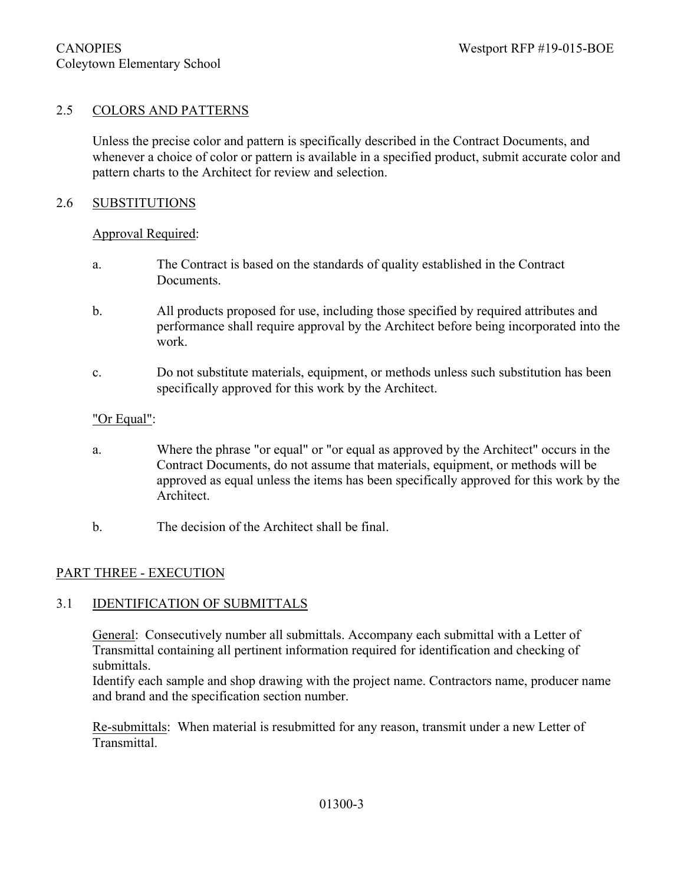## 2.5 COLORS AND PATTERNS

Unless the precise color and pattern is specifically described in the Contract Documents, and whenever a choice of color or pattern is available in a specified product, submit accurate color and pattern charts to the Architect for review and selection.

## 2.6 SUBSTITUTIONS

Approval Required:

a. The Contract is based on the standards of quality established in the Contract Documents.

b. All products proposed for use, including those specified by required attributes and performance shall require approval by the Architect before being incorporated into the work.

c. Do not substitute materials, equipment, or methods unless such substitution has been specifically approved for this work by the Architect.

"Or Equal":

a. Where the phrase "or equal" or "or equal as approved by the Architect" occurs in the Contract Documents, do not assume that materials, equipment, or methods will be approved as equal unless the items has been specifically approved for this work by the Architect.

b. The decision of the Architect shall be final.

# PART THREE - EXECUTION

## 3.1 IDENTIFICATION OF SUBMITTALS

General: Consecutively number all submittals. Accompany each submittal with a Letter of Transmittal containing all pertinent information required for identification and checking of submittals.
Identify each sample and shop drawing with the project name. Contractors name, producer name and brand and the specification section number.

Re-submittals: When material is resubmitted for any reason, transmit under a new Letter of Transmittal.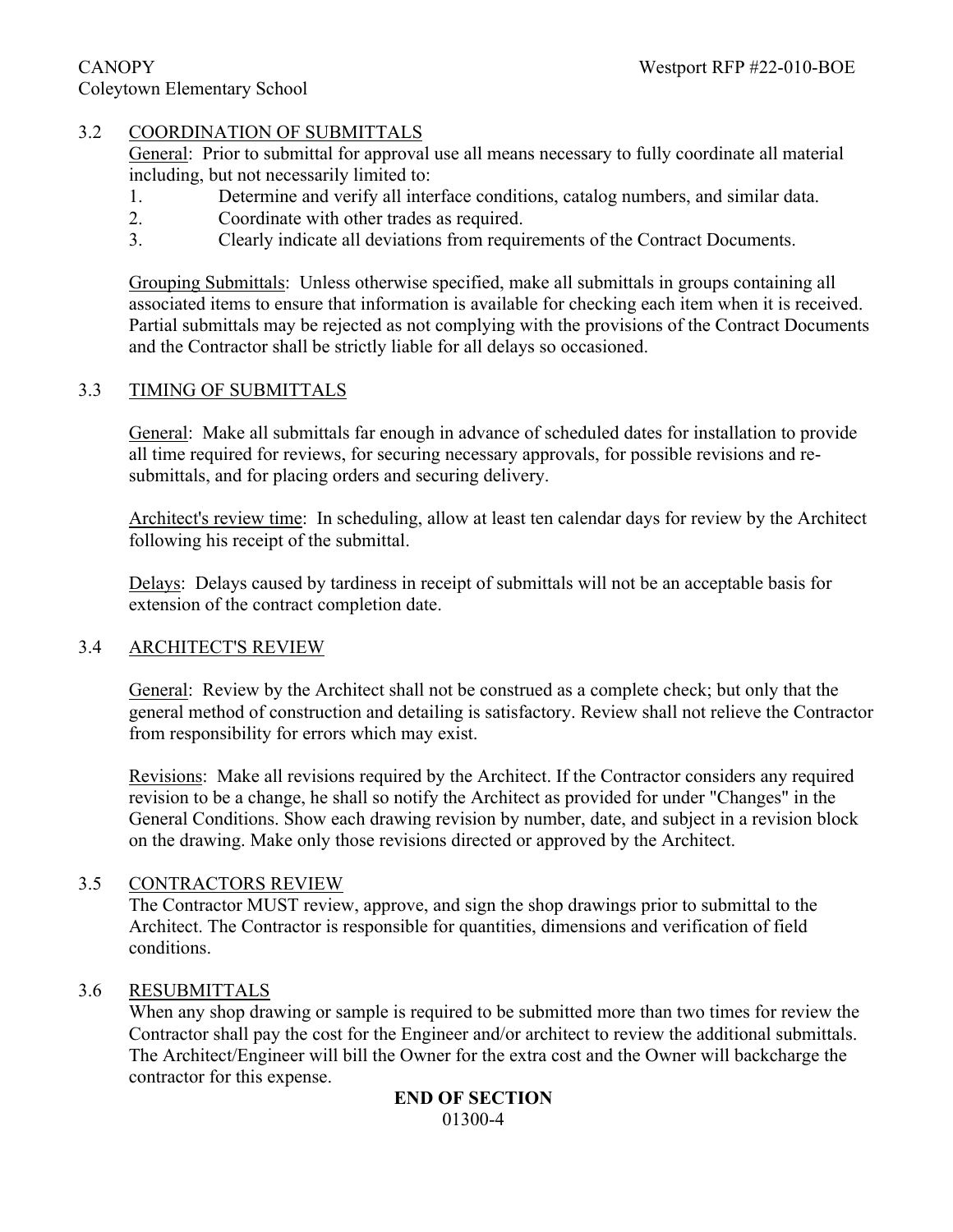## 3.2 COORDINATION OF SUBMITTALS

General: Prior to submittal for approval use all means necessary to fully coordinate all material including, but not necessarily limited to:

1. Determine and verify all interface conditions, catalog numbers, and similar data.
2. Coordinate with other trades as required.
3. Clearly indicate all deviations from requirements of the Contract Documents.

Grouping Submittals: Unless otherwise specified, make all submittals in groups containing all associated items to ensure that information is available for checking each item when it is received. Partial submittals may be rejected as not complying with the provisions of the Contract Documents and the Contractor shall be strictly liable for all delays so occasioned.

## 3.3 TIMING OF SUBMITTALS

General: Make all submittals far enough in advance of scheduled dates for installation to provide all time required for reviews, for securing necessary approvals, for possible revisions and re-submittals, and for placing orders and securing delivery.

Architect's review time: In scheduling, allow at least ten calendar days for review by the Architect following his receipt of the submittal.

Delays: Delays caused by tardiness in receipt of submittals will not be an acceptable basis for extension of the contract completion date.

## 3.4 ARCHITECT'S REVIEW

General: Review by the Architect shall not be construed as a complete check; but only that the general method of construction and detailing is satisfactory. Review shall not relieve the Contractor from responsibility for errors which may exist.

Revisions: Make all revisions required by the Architect. If the Contractor considers any required revision to be a change, he shall so notify the Architect as provided for under "Changes" in the General Conditions. Show each drawing revision by number, date, and subject in a revision block on the drawing. Make only those revisions directed or approved by the Architect.

## 3.5 CONTRACTORS REVIEW

The Contractor MUST review, approve, and sign the shop drawings prior to submittal to the Architect. The Contractor is responsible for quantities, dimensions and verification of field conditions.

## 3.6 RESUBMITTALS

When any shop drawing or sample is required to be submitted more than two times for review the Contractor shall pay the cost for the Engineer and/or architect to review the additional submittals. The Architect/Engineer will bill the Owner for the extra cost and the Owner will backcharge the contractor for this expense.

**END OF SECTION**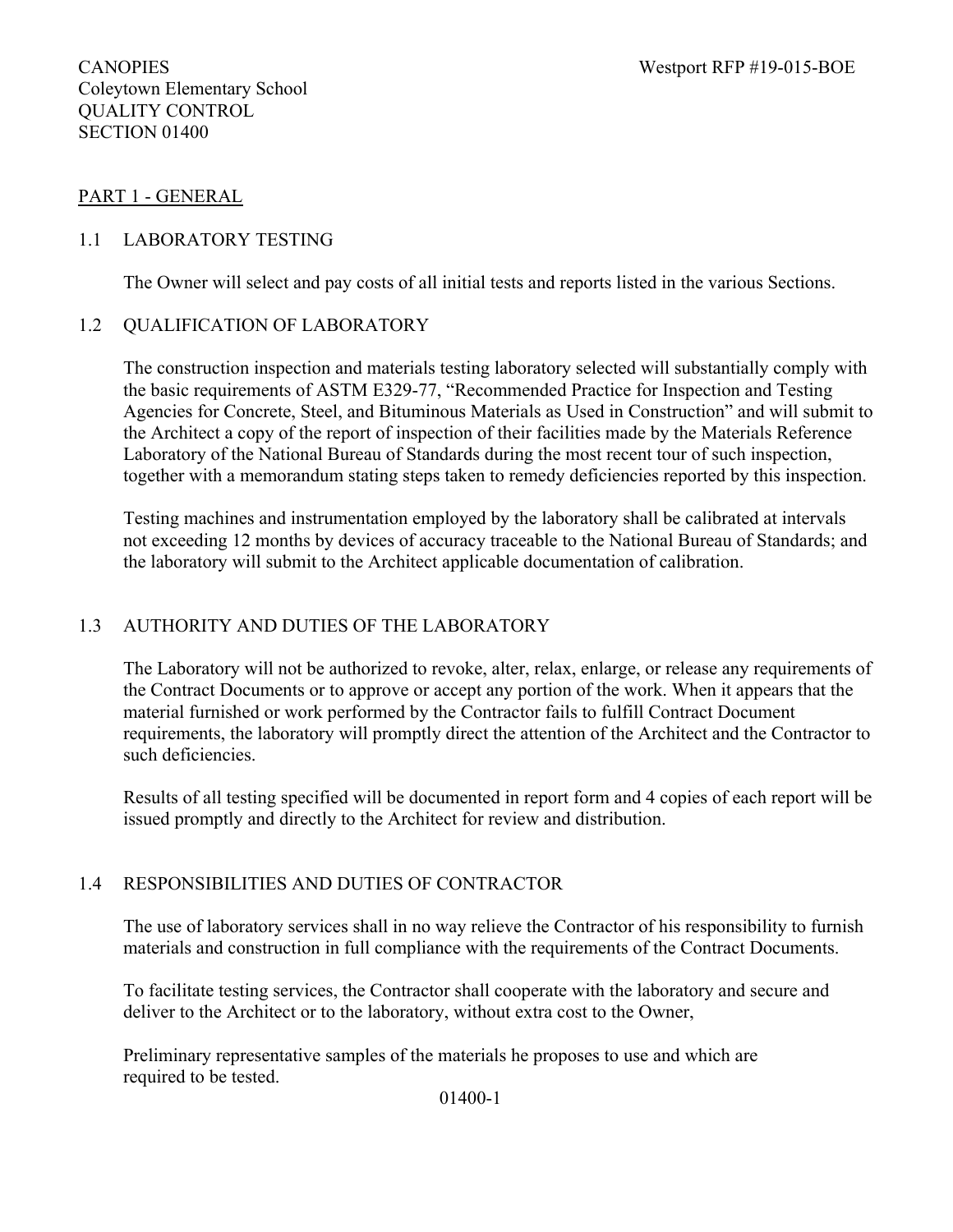CANOPIES
Coleytown Elementary School
QUALITY CONTROL
SECTION 01400

Westport RFP #19-015-BOE

## PART 1 - GENERAL

### 1.1 LABORATORY TESTING

The Owner will select and pay costs of all initial tests and reports listed in the various Sections.

### 1.2 QUALIFICATION OF LABORATORY

The construction inspection and materials testing laboratory selected will substantially comply with the basic requirements of ASTM E329-77, "Recommended Practice for Inspection and Testing Agencies for Concrete, Steel, and Bituminous Materials as Used in Construction" and will submit to the Architect a copy of the report of inspection of their facilities made by the Materials Reference Laboratory of the National Bureau of Standards during the most recent tour of such inspection, together with a memorandum stating steps taken to remedy deficiencies reported by this inspection.

Testing machines and instrumentation employed by the laboratory shall be calibrated at intervals not exceeding 12 months by devices of accuracy traceable to the National Bureau of Standards; and the laboratory will submit to the Architect applicable documentation of calibration.

### 1.3 AUTHORITY AND DUTIES OF THE LABORATORY

The Laboratory will not be authorized to revoke, alter, relax, enlarge, or release any requirements of the Contract Documents or to approve or accept any portion of the work. When it appears that the material furnished or work performed by the Contractor fails to fulfill Contract Document requirements, the laboratory will promptly direct the attention of the Architect and the Contractor to such deficiencies.

Results of all testing specified will be documented in report form and 4 copies of each report will be issued promptly and directly to the Architect for review and distribution.

### 1.4 RESPONSIBILITIES AND DUTIES OF CONTRACTOR

The use of laboratory services shall in no way relieve the Contractor of his responsibility to furnish materials and construction in full compliance with the requirements of the Contract Documents.

To facilitate testing services, the Contractor shall cooperate with the laboratory and secure and deliver to the Architect or to the laboratory, without extra cost to the Owner,

Preliminary representative samples of the materials he proposes to use and which are required to be tested.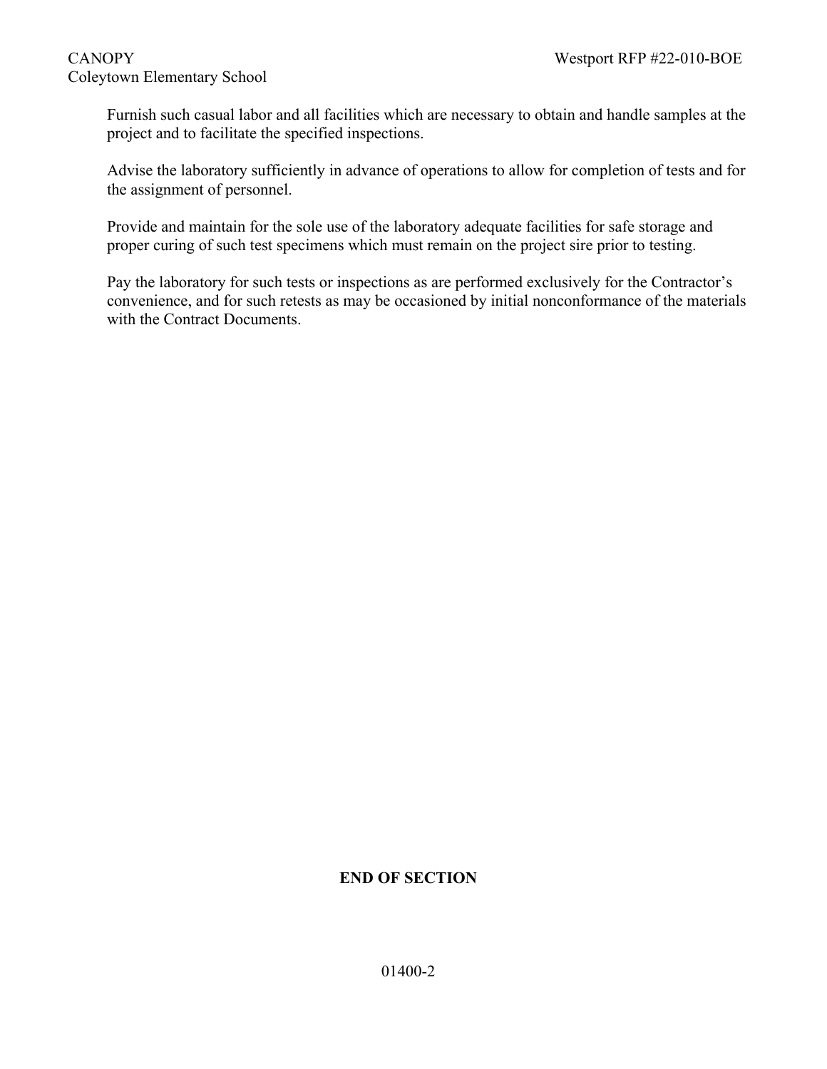Furnish such casual labor and all facilities which are necessary to obtain and handle samples at the project and to facilitate the specified inspections.

Advise the laboratory sufficiently in advance of operations to allow for completion of tests and for the assignment of personnel.

Provide and maintain for the sole use of the laboratory adequate facilities for safe storage and proper curing of such test specimens which must remain on the project sire prior to testing.

Pay the laboratory for such tests or inspections as are performed exclusively for the Contractor's convenience, and for such retests as may be occasioned by initial nonconformance of the materials with the Contract Documents.

**END OF SECTION**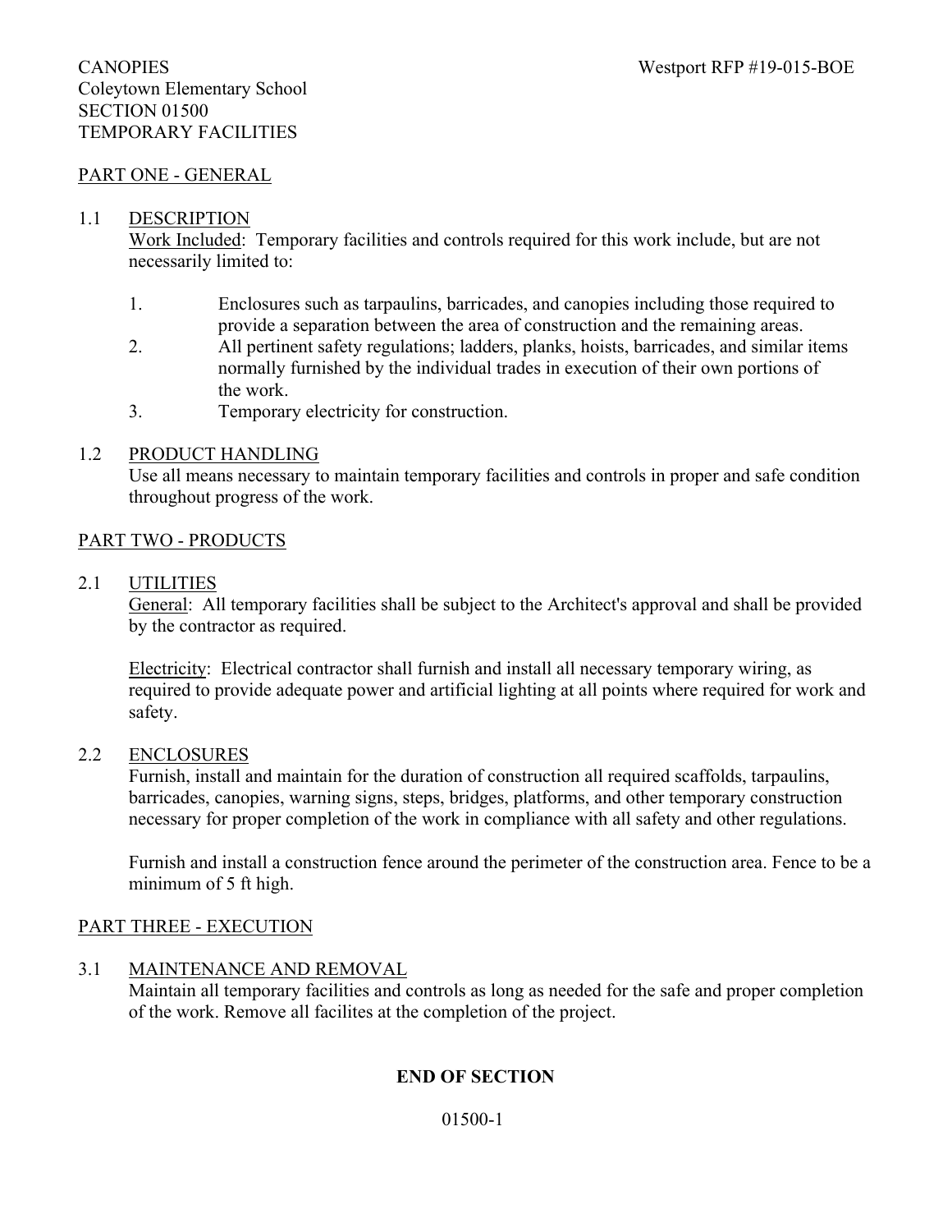CANOPIES
Coleytown Elementary School
SECTION 01500
TEMPORARY FACILITIES

## PART ONE - GENERAL

### 1.1 DESCRIPTION

Work Included: Temporary facilities and controls required for this work include, but are not necessarily limited to:

1. Enclosures such as tarpaulins, barricades, and canopies including those required to provide a separation between the area of construction and the remaining areas.
2. All pertinent safety regulations; ladders, planks, hoists, barricades, and similar items normally furnished by the individual trades in execution of their own portions of the work.
3. Temporary electricity for construction.

### 1.2 PRODUCT HANDLING

Use all means necessary to maintain temporary facilities and controls in proper and safe condition throughout progress of the work.

## PART TWO - PRODUCTS

### 2.1 UTILITIES

General: All temporary facilities shall be subject to the Architect's approval and shall be provided by the contractor as required.

Electricity: Electrical contractor shall furnish and install all necessary temporary wiring, as required to provide adequate power and artificial lighting at all points where required for work and safety.

### 2.2 ENCLOSURES

Furnish, install and maintain for the duration of construction all required scaffolds, tarpaulins, barricades, canopies, warning signs, steps, bridges, platforms, and other temporary construction necessary for proper completion of the work in compliance with all safety and other regulations.

Furnish and install a construction fence around the perimeter of the construction area. Fence to be a minimum of 5 ft high.

## PART THREE - EXECUTION

### 3.1 MAINTENANCE AND REMOVAL

Maintain all temporary facilities and controls as long as needed for the safe and proper completion of the work. Remove all facilites at the completion of the project.

**END OF SECTION**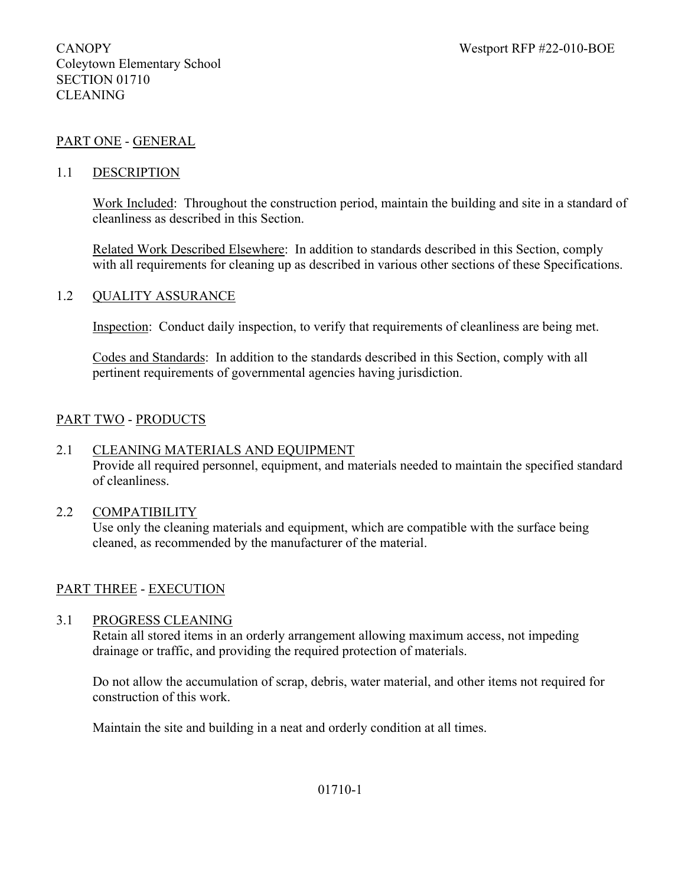CANOPY
Coleytown Elementary School
SECTION 01710
CLEANING

## PART ONE - GENERAL

### 1.1 DESCRIPTION

Work Included: Throughout the construction period, maintain the building and site in a standard of cleanliness as described in this Section.

Related Work Described Elsewhere: In addition to standards described in this Section, comply with all requirements for cleaning up as described in various other sections of these Specifications.

### 1.2 QUALITY ASSURANCE

Inspection: Conduct daily inspection, to verify that requirements of cleanliness are being met.

Codes and Standards: In addition to the standards described in this Section, comply with all pertinent requirements of governmental agencies having jurisdiction.

## PART TWO - PRODUCTS

### 2.1 CLEANING MATERIALS AND EQUIPMENT

Provide all required personnel, equipment, and materials needed to maintain the specified standard of cleanliness.

### 2.2 COMPATIBILITY

Use only the cleaning materials and equipment, which are compatible with the surface being cleaned, as recommended by the manufacturer of the material.

## PART THREE - EXECUTION

### 3.1 PROGRESS CLEANING

Retain all stored items in an orderly arrangement allowing maximum access, not impeding drainage or traffic, and providing the required protection of materials.

Do not allow the accumulation of scrap, debris, water material, and other items not required for construction of this work.

Maintain the site and building in a neat and orderly condition at all times.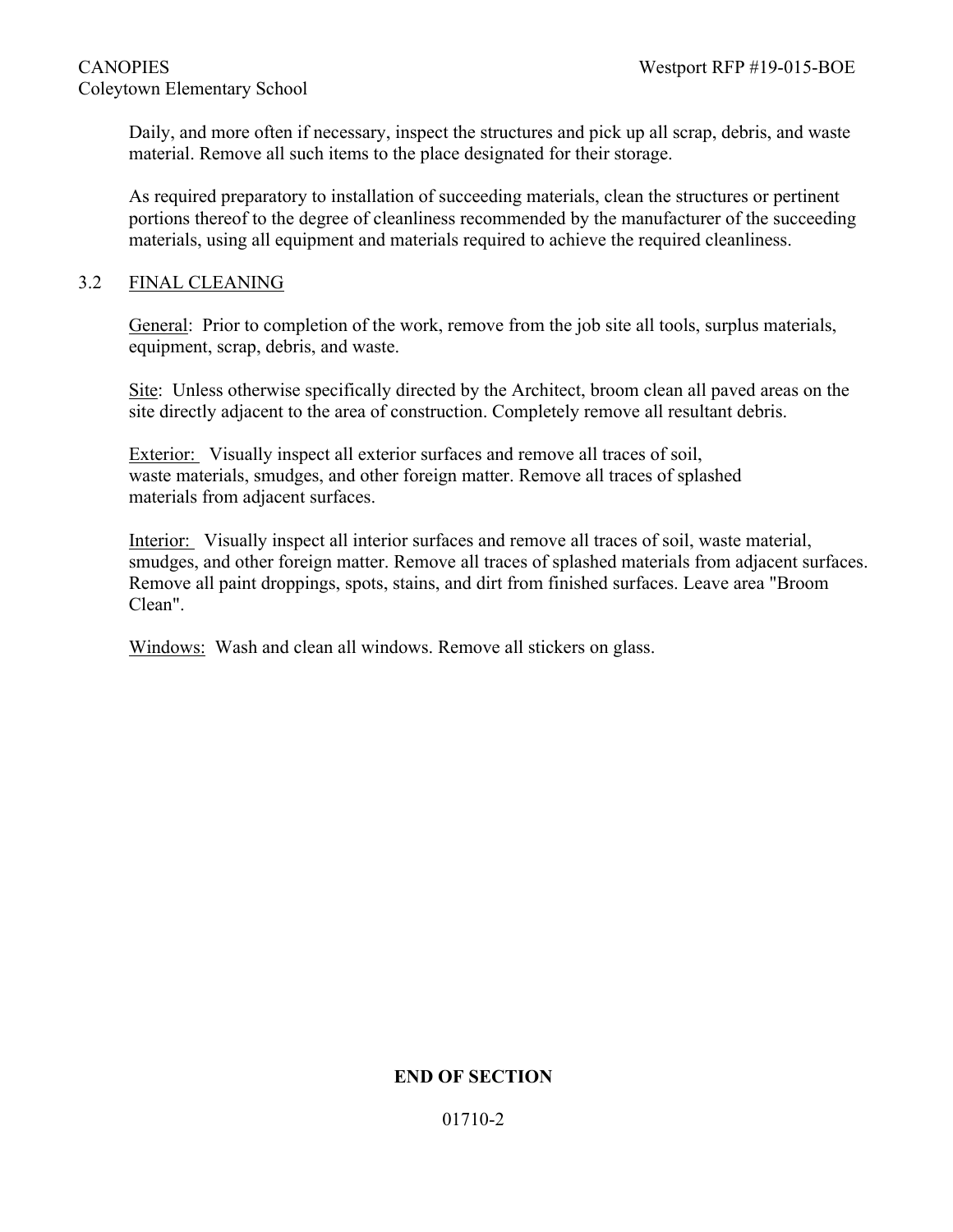Daily, and more often if necessary, inspect the structures and pick up all scrap, debris, and waste material. Remove all such items to the place designated for their storage.

As required preparatory to installation of succeeding materials, clean the structures or pertinent portions thereof to the degree of cleanliness recommended by the manufacturer of the succeeding materials, using all equipment and materials required to achieve the required cleanliness.

## 3.2 FINAL CLEANING

General: Prior to completion of the work, remove from the job site all tools, surplus materials, equipment, scrap, debris, and waste.

Site: Unless otherwise specifically directed by the Architect, broom clean all paved areas on the site directly adjacent to the area of construction. Completely remove all resultant debris.

Exterior: Visually inspect all exterior surfaces and remove all traces of soil, waste materials, smudges, and other foreign matter. Remove all traces of splashed materials from adjacent surfaces.

Interior: Visually inspect all interior surfaces and remove all traces of soil, waste material, smudges, and other foreign matter. Remove all traces of splashed materials from adjacent surfaces. Remove all paint droppings, spots, stains, and dirt from finished surfaces. Leave area "Broom Clean".

Windows: Wash and clean all windows. Remove all stickers on glass.

**END OF SECTION**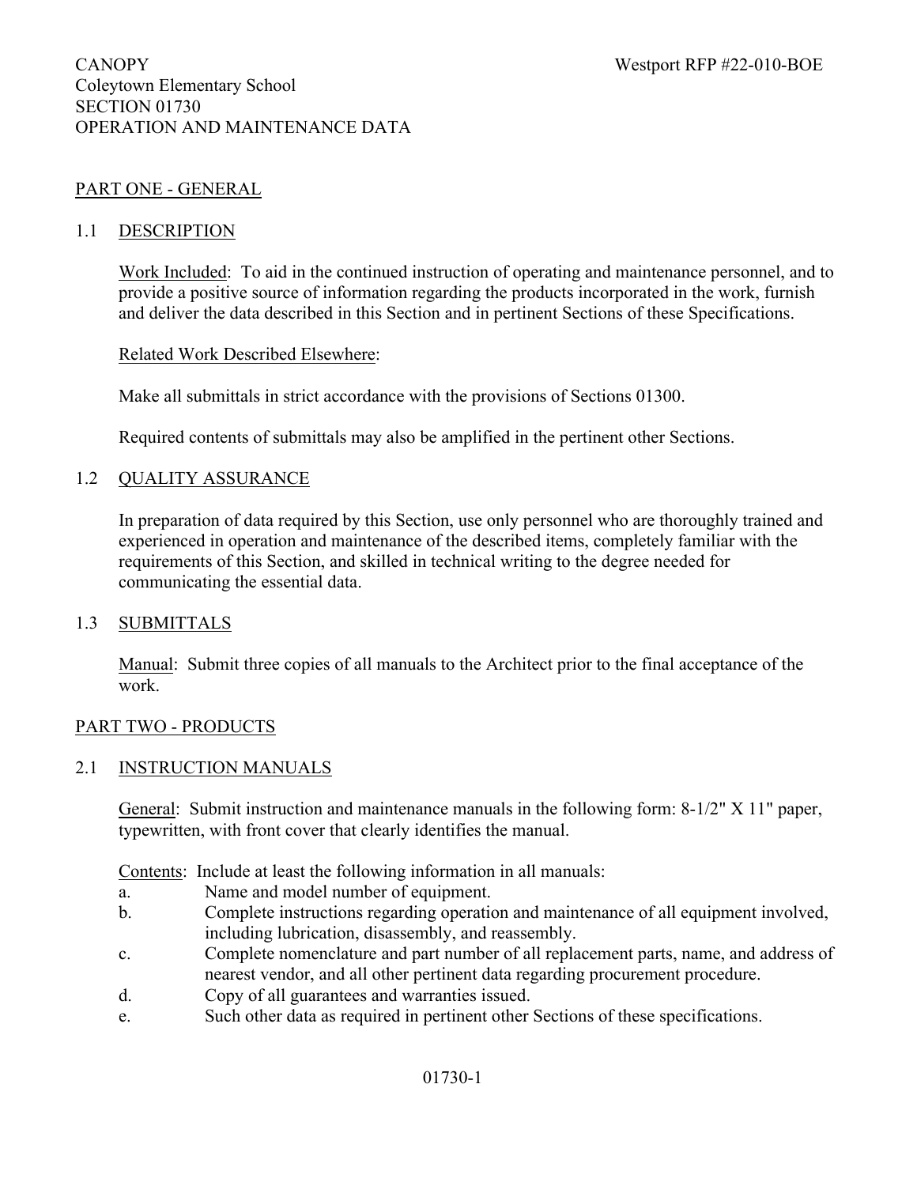CANOPY
Coleytown Elementary School
SECTION 01730
OPERATION AND MAINTENANCE DATA

## PART ONE - GENERAL

### 1.1 DESCRIPTION

Work Included: To aid in the continued instruction of operating and maintenance personnel, and to provide a positive source of information regarding the products incorporated in the work, furnish and deliver the data described in this Section and in pertinent Sections of these Specifications.

Related Work Described Elsewhere:

Make all submittals in strict accordance with the provisions of Sections 01300.

Required contents of submittals may also be amplified in the pertinent other Sections.

### 1.2 QUALITY ASSURANCE

In preparation of data required by this Section, use only personnel who are thoroughly trained and experienced in operation and maintenance of the described items, completely familiar with the requirements of this Section, and skilled in technical writing to the degree needed for communicating the essential data.

### 1.3 SUBMITTALS

Manual: Submit three copies of all manuals to the Architect prior to the final acceptance of the work.

## PART TWO - PRODUCTS

### 2.1 INSTRUCTION MANUALS

General: Submit instruction and maintenance manuals in the following form: 8-1/2" X 11" paper, typewritten, with front cover that clearly identifies the manual.

Contents: Include at least the following information in all manuals:

a. Name and model number of equipment.
b. Complete instructions regarding operation and maintenance of all equipment involved, including lubrication, disassembly, and reassembly.
c. Complete nomenclature and part number of all replacement parts, name, and address of nearest vendor, and all other pertinent data regarding procurement procedure.
d. Copy of all guarantees and warranties issued.
e. Such other data as required in pertinent other Sections of these specifications.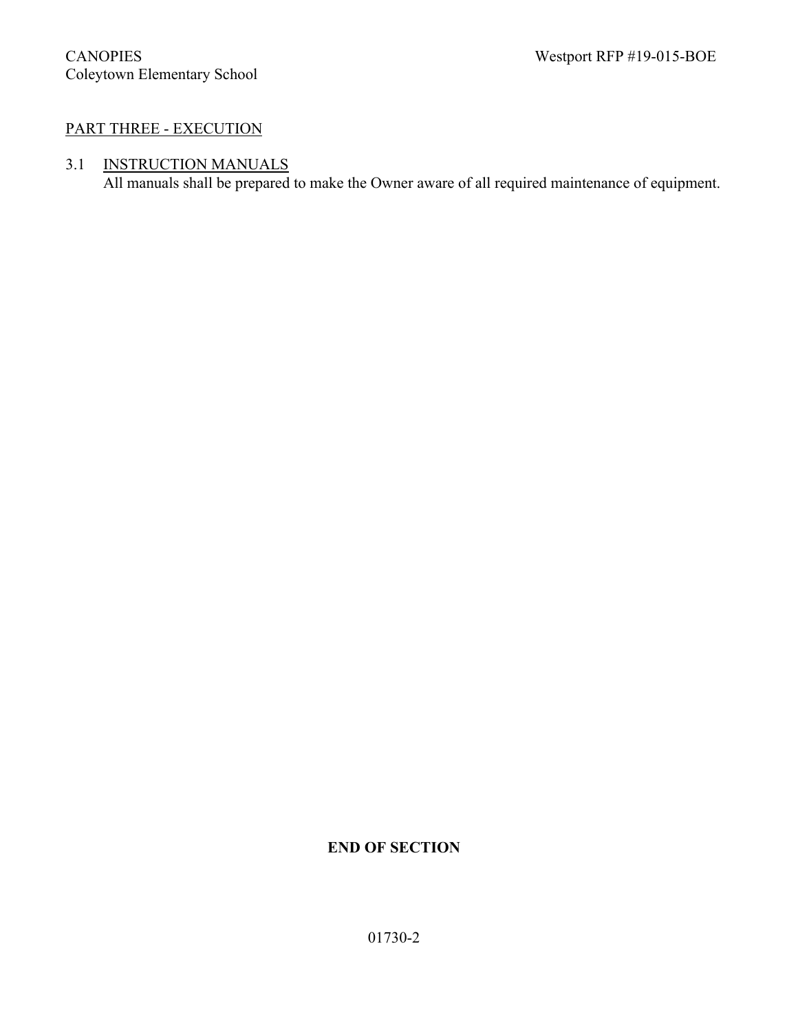PART THREE - EXECUTION

3.1 INSTRUCTION MANUALS

All manuals shall be prepared to make the Owner aware of all required maintenance of equipment.

**END OF SECTION**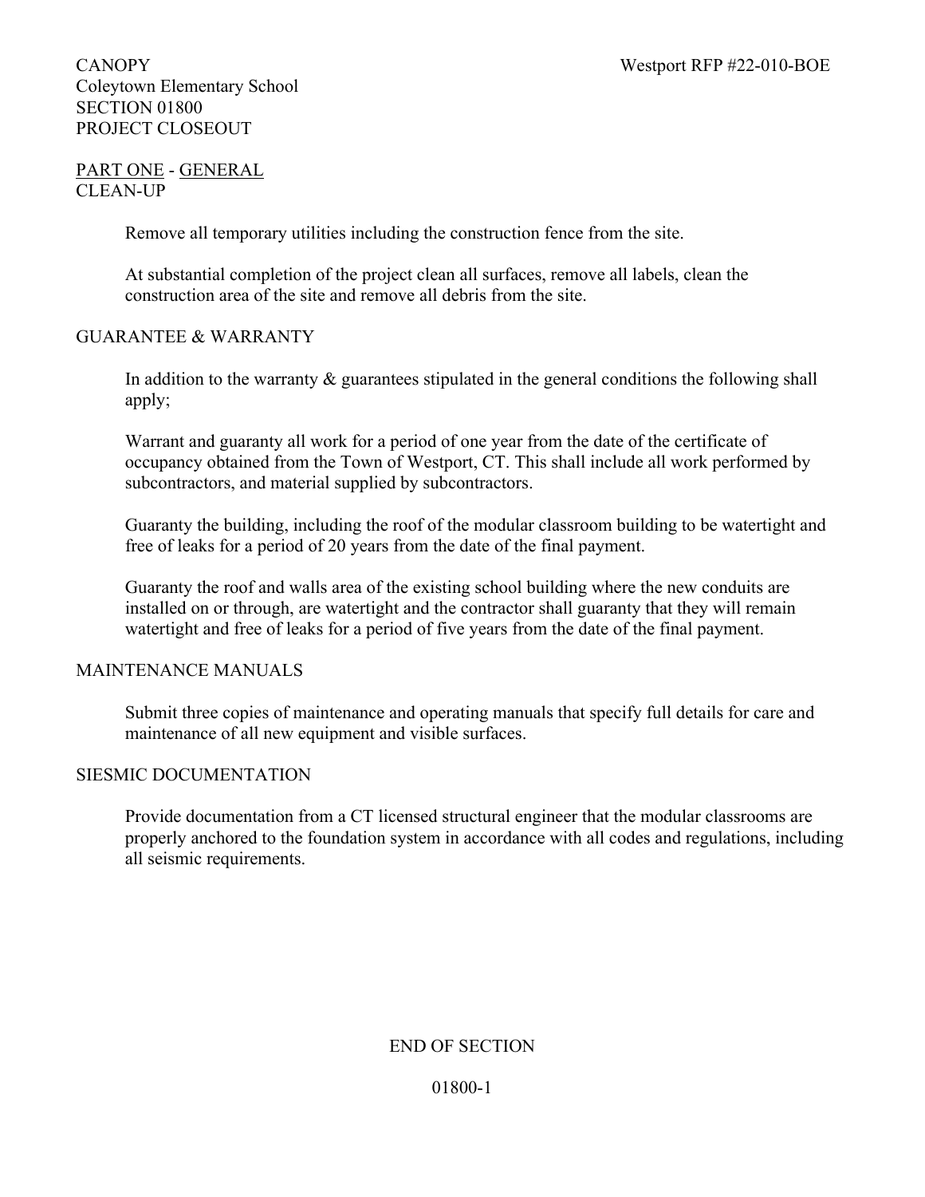CANOPY
Coleytown Elementary School
SECTION 01800
PROJECT CLOSEOUT

## PART ONE - GENERAL

### CLEAN-UP

Remove all temporary utilities including the construction fence from the site.

At substantial completion of the project clean all surfaces, remove all labels, clean the construction area of the site and remove all debris from the site.

### GUARANTEE & WARRANTY

In addition to the warranty & guarantees stipulated in the general conditions the following shall apply;

Warrant and guaranty all work for a period of one year from the date of the certificate of occupancy obtained from the Town of Westport, CT. This shall include all work performed by subcontractors, and material supplied by subcontractors.

Guaranty the building, including the roof of the modular classroom building to be watertight and free of leaks for a period of 20 years from the date of the final payment.

Guaranty the roof and walls area of the existing school building where the new conduits are installed on or through, are watertight and the contractor shall guaranty that they will remain watertight and free of leaks for a period of five years from the date of the final payment.

### MAINTENANCE MANUALS

Submit three copies of maintenance and operating manuals that specify full details for care and maintenance of all new equipment and visible surfaces.

### SIESMIC DOCUMENTATION

Provide documentation from a CT licensed structural engineer that the modular classrooms are properly anchored to the foundation system in accordance with all codes and regulations, including all seismic requirements.

END OF SECTION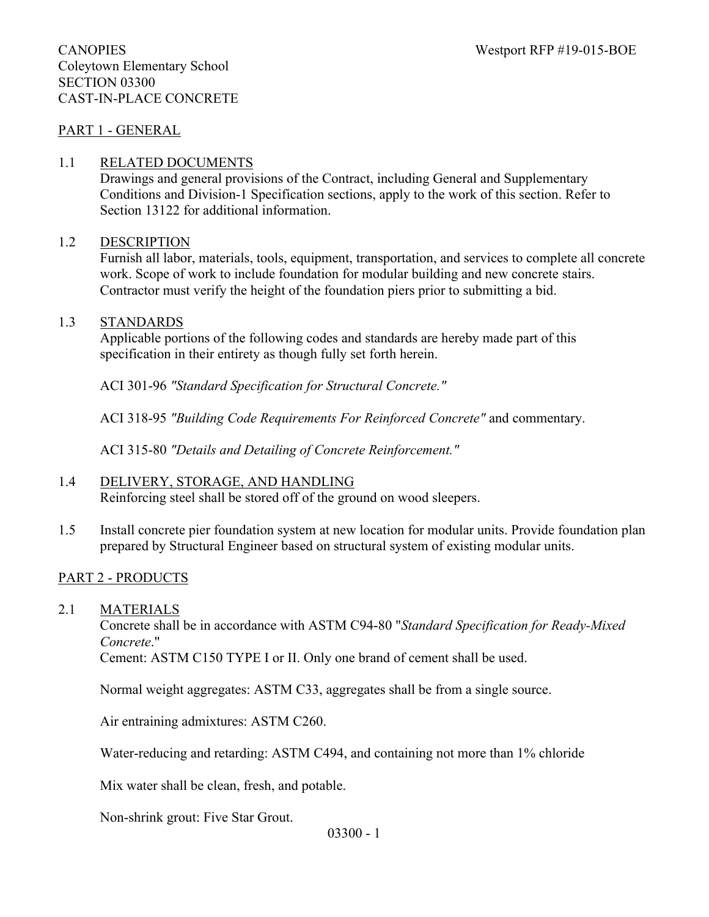CANOPIES
Coleytown Elementary School
SECTION 03300
CAST-IN-PLACE CONCRETE

Westport RFP #19-015-BOE

## PART 1 - GENERAL

### 1.1 RELATED DOCUMENTS

Drawings and general provisions of the Contract, including General and Supplementary Conditions and Division-1 Specification sections, apply to the work of this section. Refer to Section 13122 for additional information.

### 1.2 DESCRIPTION

Furnish all labor, materials, tools, equipment, transportation, and services to complete all concrete work. Scope of work to include foundation for modular building and new concrete stairs. Contractor must verify the height of the foundation piers prior to submitting a bid.

### 1.3 STANDARDS

Applicable portions of the following codes and standards are hereby made part of this specification in their entirety as though fully set forth herein.

ACI 301-96 *"Standard Specification for Structural Concrete."*

ACI 318-95 *"Building Code Requirements For Reinforced Concrete"* and commentary.

ACI 315-80 *"Details and Detailing of Concrete Reinforcement."*

### 1.4 DELIVERY, STORAGE, AND HANDLING

Reinforcing steel shall be stored off of the ground on wood sleepers.

### 1.5

Install concrete pier foundation system at new location for modular units. Provide foundation plan prepared by Structural Engineer based on structural system of existing modular units.

## PART 2 - PRODUCTS

### 2.1 MATERIALS

Concrete shall be in accordance with ASTM C94-80 "*Standard Specification for Ready-Mixed Concrete*."
Cement: ASTM C150 TYPE I or II. Only one brand of cement shall be used.

Normal weight aggregates: ASTM C33, aggregates shall be from a single source.

Air entraining admixtures: ASTM C260.

Water-reducing and retarding: ASTM C494, and containing not more than 1% chloride

Mix water shall be clean, fresh, and potable.

Non-shrink grout: Five Star Grout.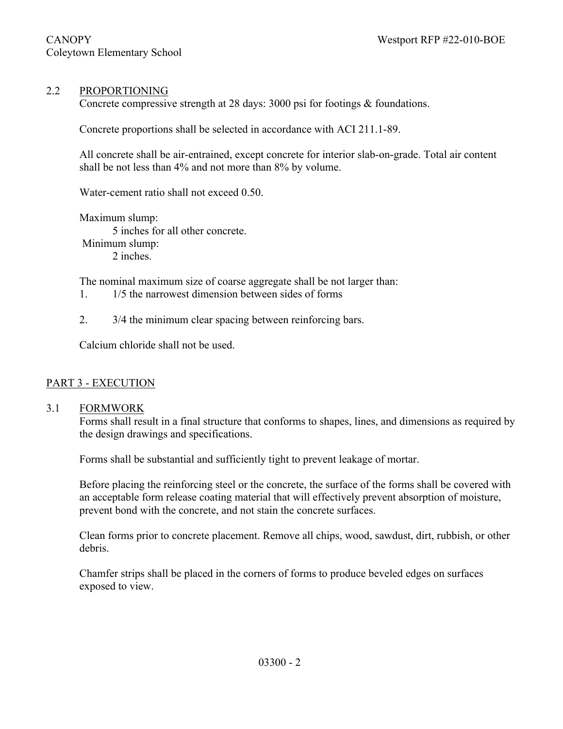## 2.2 PROPORTIONING

Concrete compressive strength at 28 days: 3000 psi for footings & foundations.

Concrete proportions shall be selected in accordance with ACI 211.1-89.

All concrete shall be air-entrained, except concrete for interior slab-on-grade. Total air content shall be not less than 4% and not more than 8% by volume.

Water-cement ratio shall not exceed 0.50.

Maximum slump:
    5 inches for all other concrete.
Minimum slump:
    2 inches.

The nominal maximum size of coarse aggregate shall be not larger than:

1. 1/5 the narrowest dimension between sides of forms

2. 3/4 the minimum clear spacing between reinforcing bars.

Calcium chloride shall not be used.

# PART 3 - EXECUTION

## 3.1 FORMWORK

Forms shall result in a final structure that conforms to shapes, lines, and dimensions as required by the design drawings and specifications.

Forms shall be substantial and sufficiently tight to prevent leakage of mortar.

Before placing the reinforcing steel or the concrete, the surface of the forms shall be covered with an acceptable form release coating material that will effectively prevent absorption of moisture, prevent bond with the concrete, and not stain the concrete surfaces.

Clean forms prior to concrete placement. Remove all chips, wood, sawdust, dirt, rubbish, or other debris.

Chamfer strips shall be placed in the corners of forms to produce beveled edges on surfaces exposed to view.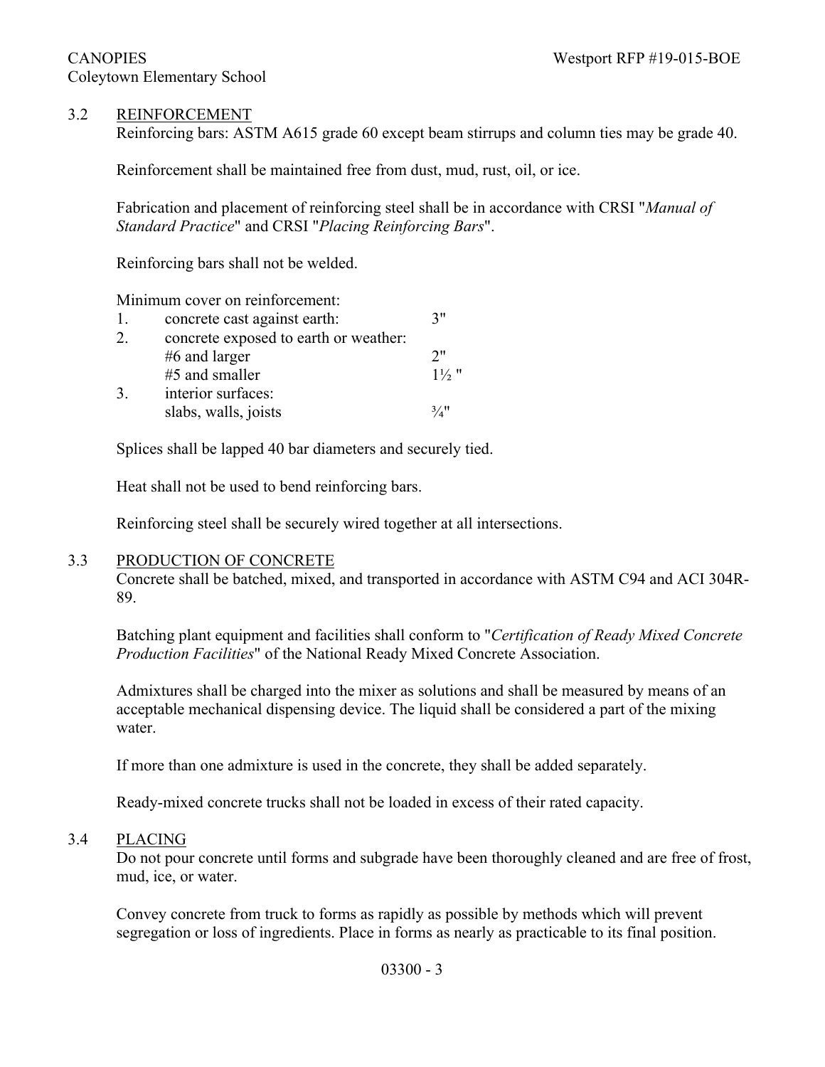## 3.2 REINFORCEMENT

Reinforcing bars: ASTM A615 grade 60 except beam stirrups and column ties may be grade 40.

Reinforcement shall be maintained free from dust, mud, rust, oil, or ice.

Fabrication and placement of reinforcing steel shall be in accordance with CRSI "*Manual of Standard Practice*" and CRSI "*Placing Reinforcing Bars*".

Reinforcing bars shall not be welded.

Minimum cover on reinforcement:

| | | |
|---|---|---|
| 1. | concrete cast against earth: | 3" |
| 2. | concrete exposed to earth or weather: | |
| | #6 and larger | 2" |
| | #5 and smaller | 1½ " |
| 3. | interior surfaces: | |
| | slabs, walls, joists | ¾" |

Splices shall be lapped 40 bar diameters and securely tied.

Heat shall not be used to bend reinforcing bars.

Reinforcing steel shall be securely wired together at all intersections.

## 3.3 PRODUCTION OF CONCRETE

Concrete shall be batched, mixed, and transported in accordance with ASTM C94 and ACI 304R-89.

Batching plant equipment and facilities shall conform to "*Certification of Ready Mixed Concrete Production Facilities*" of the National Ready Mixed Concrete Association.

Admixtures shall be charged into the mixer as solutions and shall be measured by means of an acceptable mechanical dispensing device. The liquid shall be considered a part of the mixing water.

If more than one admixture is used in the concrete, they shall be added separately.

Ready-mixed concrete trucks shall not be loaded in excess of their rated capacity.

## 3.4 PLACING

Do not pour concrete until forms and subgrade have been thoroughly cleaned and are free of frost, mud, ice, or water.

Convey concrete from truck to forms as rapidly as possible by methods which will prevent segregation or loss of ingredients. Place in forms as nearly as practicable to its final position.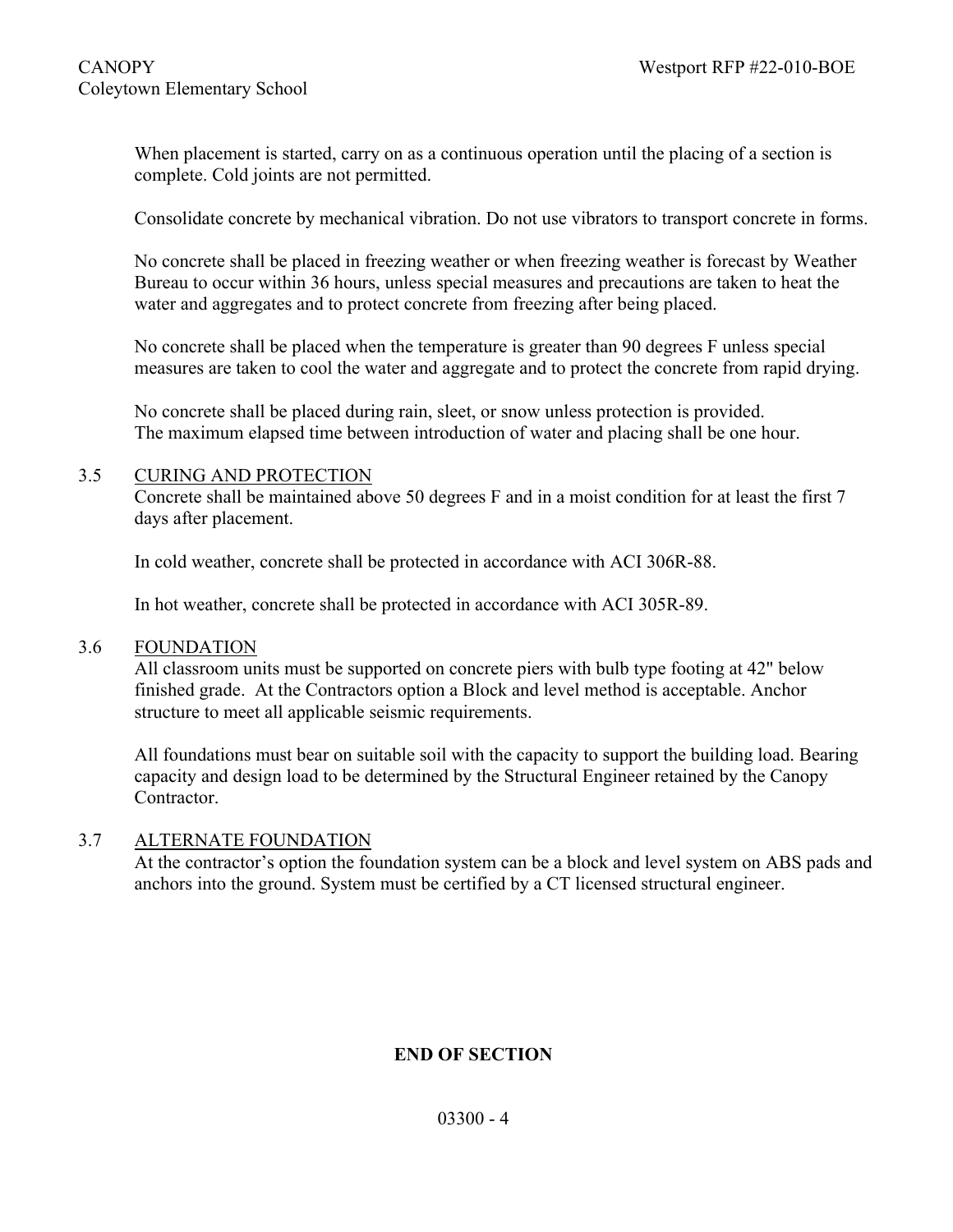When placement is started, carry on as a continuous operation until the placing of a section is complete. Cold joints are not permitted.

Consolidate concrete by mechanical vibration. Do not use vibrators to transport concrete in forms.

No concrete shall be placed in freezing weather or when freezing weather is forecast by Weather Bureau to occur within 36 hours, unless special measures and precautions are taken to heat the water and aggregates and to protect concrete from freezing after being placed.

No concrete shall be placed when the temperature is greater than 90 degrees F unless special measures are taken to cool the water and aggregate and to protect the concrete from rapid drying.

No concrete shall be placed during rain, sleet, or snow unless protection is provided.
The maximum elapsed time between introduction of water and placing shall be one hour.

3.5 CURING AND PROTECTION
Concrete shall be maintained above 50 degrees F and in a moist condition for at least the first 7 days after placement.

In cold weather, concrete shall be protected in accordance with ACI 306R-88.

In hot weather, concrete shall be protected in accordance with ACI 305R-89.

3.6 FOUNDATION
All classroom units must be supported on concrete piers with bulb type footing at 42" below finished grade. At the Contractors option a Block and level method is acceptable. Anchor structure to meet all applicable seismic requirements.

All foundations must bear on suitable soil with the capacity to support the building load. Bearing capacity and design load to be determined by the Structural Engineer retained by the Canopy Contractor.

3.7 ALTERNATE FOUNDATION
At the contractor's option the foundation system can be a block and level system on ABS pads and anchors into the ground. System must be certified by a CT licensed structural engineer.

**END OF SECTION**